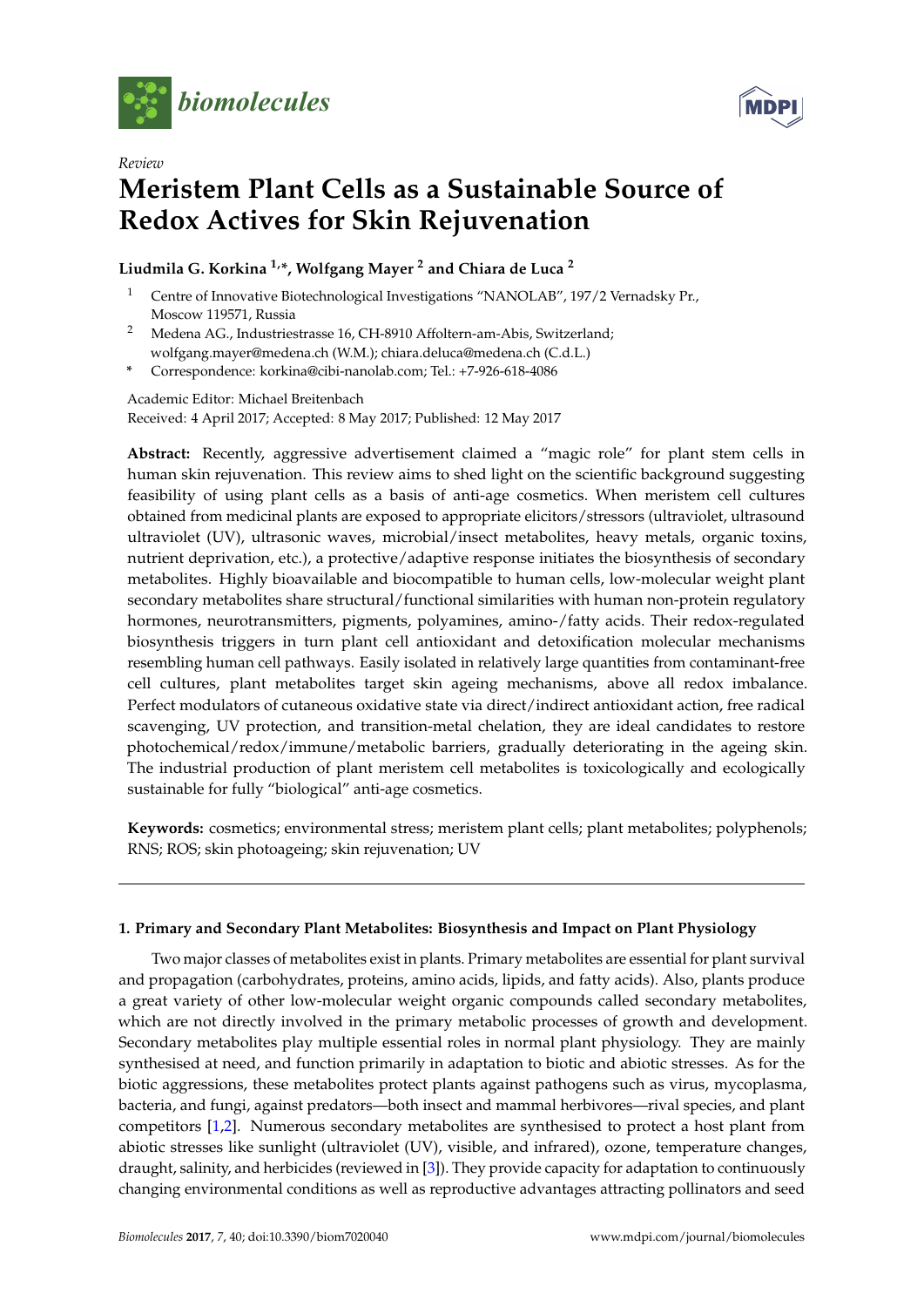*Review*

# Meristem Plant Cells as a Sustainable Source of Redox Actives for Skin Rejuvenation

**Liudmila G. Korkina [1,*], Wolfgang Mayer [2] and Chiara de Luca [2]**

[1] Centre of Innovative Biotechnological Investigations "NANOLAB", 197/2 Vernadsky Pr., Moscow 119571, Russia

[2] Medena AG., Industriestrasse 16, CH-8910 Affoltern-am-Abis, Switzerland; wolfgang.mayer@medena.ch (W.M.); chiara.deluca@medena.ch (C.d.L.)

\* Correspondence: korkina@cibi-nanolab.com; Tel.: +7-926-618-4086

Academic Editor: Michael Breitenbach

Received: 4 April 2017; Accepted: 8 May 2017; Published: 12 May 2017

**Abstract:** Recently, aggressive advertisement claimed a "magic role" for plant stem cells in human skin rejuvenation. This review aims to shed light on the scientific background suggesting feasibility of using plant cells as a basis of anti-age cosmetics. When meristem cell cultures obtained from medicinal plants are exposed to appropriate elicitors/stressors (ultraviolet, ultrasound ultraviolet (UV), ultrasonic waves, microbial/insect metabolites, heavy metals, organic toxins, nutrient deprivation, etc.), a protective/adaptive response initiates the biosynthesis of secondary metabolites. Highly bioavailable and biocompatible to human cells, low-molecular weight plant secondary metabolites share structural/functional similarities with human non-protein regulatory hormones, neurotransmitters, pigments, polyamines, amino-/fatty acids. Their redox-regulated biosynthesis triggers in turn plant cell antioxidant and detoxification molecular mechanisms resembling human cell pathways. Easily isolated in relatively large quantities from contaminant-free cell cultures, plant metabolites target skin ageing mechanisms, above all redox imbalance. Perfect modulators of cutaneous oxidative state via direct/indirect antioxidant action, free radical scavenging, UV protection, and transition-metal chelation, they are ideal candidates to restore photochemical/redox/immune/metabolic barriers, gradually deteriorating in the ageing skin. The industrial production of plant meristem cell metabolites is toxicologically and ecologically sustainable for fully "biological" anti-age cosmetics.

**Keywords:** cosmetics; environmental stress; meristem plant cells; plant metabolites; polyphenols; RNS; ROS; skin photoageing; skin rejuvenation; UV

## 1. Primary and Secondary Plant Metabolites: Biosynthesis and Impact on Plant Physiology

Two major classes of metabolites exist in plants. Primary metabolites are essential for plant survival and propagation (carbohydrates, proteins, amino acids, lipids, and fatty acids). Also, plants produce a great variety of other low-molecular weight organic compounds called secondary metabolites, which are not directly involved in the primary metabolic processes of growth and development. Secondary metabolites play multiple essential roles in normal plant physiology. They are mainly synthesised at need, and function primarily in adaptation to biotic and abiotic stresses. As for the biotic aggressions, these metabolites protect plants against pathogens such as virus, mycoplasma, bacteria, and fungi, against predators—both insect and mammal herbivores—rival species, and plant competitors [1,2]. Numerous secondary metabolites are synthesised to protect a host plant from abiotic stresses like sunlight (ultraviolet (UV), visible, and infrared), ozone, temperature changes, draught, salinity, and herbicides (reviewed in [3]). They provide capacity for adaptation to continuously changing environmental conditions as well as reproductive advantages attracting pollinators and seed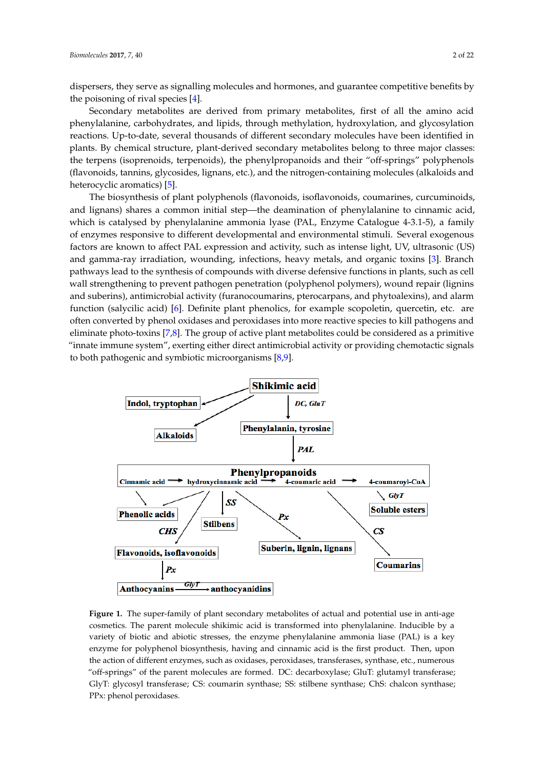dispersers, they serve as signalling molecules and hormones, and guarantee competitive benefits by the poisoning of rival species [4].

Secondary metabolites are derived from primary metabolites, first of all the amino acid phenylalanine, carbohydrates, and lipids, through methylation, hydroxylation, and glycosylation reactions. Up-to-date, several thousands of different secondary molecules have been identified in plants. By chemical structure, plant-derived secondary metabolites belong to three major classes: the terpens (isoprenoids, terpenoids), the phenylpropanoids and their "off-springs" polyphenols (flavonoids, tannins, glycosides, lignans, etc.), and the nitrogen-containing molecules (alkaloids and heterocyclic aromatics) [5].

The biosynthesis of plant polyphenols (flavonoids, isoflavonoids, coumarines, curcuminoids, and lignans) shares a common initial step—the deamination of phenylalanine to cinnamic acid, which is catalysed by phenylalanine ammonia lyase (PAL, Enzyme Catalogue 4-3.1-5), a family of enzymes responsive to different developmental and environmental stimuli. Several exogenous factors are known to affect PAL expression and activity, such as intense light, UV, ultrasonic (US) and gamma-ray irradiation, wounding, infections, heavy metals, and organic toxins [3]. Branch pathways lead to the synthesis of compounds with diverse defensive functions in plants, such as cell wall strengthening to prevent pathogen penetration (polyphenol polymers), wound repair (lignins and suberins), antimicrobial activity (furanocoumarins, pterocarpans, and phytoalexins), and alarm function (salycilic acid) [6]. Definite plant phenolics, for example scopoletin, quercetin, etc. are often converted by phenol oxidases and peroxidases into more reactive species to kill pathogens and eliminate photo-toxins [7,8]. The group of active plant metabolites could be considered as a primitive "innate immune system", exerting either direct antimicrobial activity or providing chemotactic signals to both pathogenic and symbiotic microorganisms [8,9].

Shikimic acid
Indol, tryptophan
Alkaloids
DC, GluT
Phenylalanin, tyrosine
PAL
Phenylpropanoids
Cinnamic acid → hydroxycinnamic acid → 4-coumaric acid → 4-coumaroyl-CoA
Phenolic acids
SS
Stilbens
Px
GlyT
Soluble esters
CHS
Flavonoids, isoflavonoids
Suberin, lignin, lignans
CS
Coumarins
Px
Anthocyanins GlyT anthocyanidins

**Figure 1.** The super-family of plant secondary metabolites of actual and potential use in anti-age cosmetics. The parent molecule shikimic acid is transformed into phenylalanine. Inducible by a variety of biotic and abiotic stresses, the enzyme phenylalanine ammonia liase (PAL) is a key enzyme for polyphenol biosynthesis, having and cinnamic acid is the first product. Then, upon the action of different enzymes, such as oxidases, peroxidases, transferases, synthase, etc., numerous "off-springs" of the parent molecules are formed. DC: decarboxylase; GluT: glutamyl transferase; GlyT: glycosyl transferase; CS: coumarin synthase; SS: stilbene synthase; ChS: chalcon synthase; PPx: phenol peroxidases.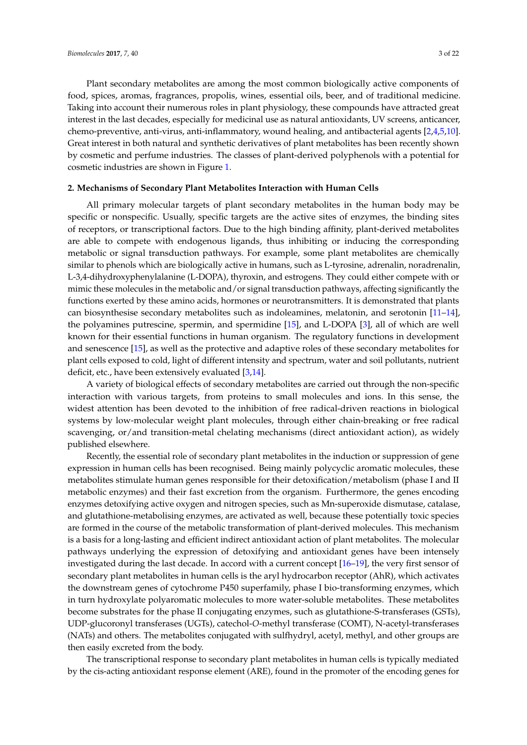Plant secondary metabolites are among the most common biologically active components of food, spices, aromas, fragrances, propolis, wines, essential oils, beer, and of traditional medicine. Taking into account their numerous roles in plant physiology, these compounds have attracted great interest in the last decades, especially for medicinal use as natural antioxidants, UV screens, anticancer, chemo-preventive, anti-virus, anti-inflammatory, wound healing, and antibacterial agents [2,4,5,10]. Great interest in both natural and synthetic derivatives of plant metabolites has been recently shown by cosmetic and perfume industries. The classes of plant-derived polyphenols with a potential for cosmetic industries are shown in Figure 1.

## 2. Mechanisms of Secondary Plant Metabolites Interaction with Human Cells

All primary molecular targets of plant secondary metabolites in the human body may be specific or nonspecific. Usually, specific targets are the active sites of enzymes, the binding sites of receptors, or transcriptional factors. Due to the high binding affinity, plant-derived metabolites are able to compete with endogenous ligands, thus inhibiting or inducing the corresponding metabolic or signal transduction pathways. For example, some plant metabolites are chemically similar to phenols which are biologically active in humans, such as L-tyrosine, adrenalin, noradrenalin, L-3,4-dihydroxyphenylalanine (L-DOPA), thyroxin, and estrogens. They could either compete with or mimic these molecules in the metabolic and/or signal transduction pathways, affecting significantly the functions exerted by these amino acids, hormones or neurotransmitters. It is demonstrated that plants can biosynthesise secondary metabolites such as indoleamines, melatonin, and serotonin [11–14], the polyamines putrescine, spermin, and spermidine [15], and L-DOPA [3], all of which are well known for their essential functions in human organism. The regulatory functions in development and senescence [15], as well as the protective and adaptive roles of these secondary metabolites for plant cells exposed to cold, light of different intensity and spectrum, water and soil pollutants, nutrient deficit, etc., have been extensively evaluated [3,14].

A variety of biological effects of secondary metabolites are carried out through the non-specific interaction with various targets, from proteins to small molecules and ions. In this sense, the widest attention has been devoted to the inhibition of free radical-driven reactions in biological systems by low-molecular weight plant molecules, through either chain-breaking or free radical scavenging, or/and transition-metal chelating mechanisms (direct antioxidant action), as widely published elsewhere.

Recently, the essential role of secondary plant metabolites in the induction or suppression of gene expression in human cells has been recognised. Being mainly polycyclic aromatic molecules, these metabolites stimulate human genes responsible for their detoxification/metabolism (phase I and II metabolic enzymes) and their fast excretion from the organism. Furthermore, the genes encoding enzymes detoxifying active oxygen and nitrogen species, such as Mn-superoxide dismutase, catalase, and glutathione-metabolising enzymes, are activated as well, because these potentially toxic species are formed in the course of the metabolic transformation of plant-derived molecules. This mechanism is a basis for a long-lasting and efficient indirect antioxidant action of plant metabolites. The molecular pathways underlying the expression of detoxifying and antioxidant genes have been intensely investigated during the last decade. In accord with a current concept [16–19], the very first sensor of secondary plant metabolites in human cells is the aryl hydrocarbon receptor (AhR), which activates the downstream genes of cytochrome P450 superfamily, phase I bio-transforming enzymes, which in turn hydroxylate polyaromatic molecules to more water-soluble metabolites. These metabolites become substrates for the phase II conjugating enzymes, such as glutathione-S-transferases (GSTs), UDP-glucoronyl transferases (UGTs), catechol-*O*-methyl transferase (COMT), N-acetyl-transferases (NATs) and others. The metabolites conjugated with sulfhydryl, acetyl, methyl, and other groups are then easily excreted from the body.

The transcriptional response to secondary plant metabolites in human cells is typically mediated by the cis-acting antioxidant response element (ARE), found in the promoter of the encoding genes for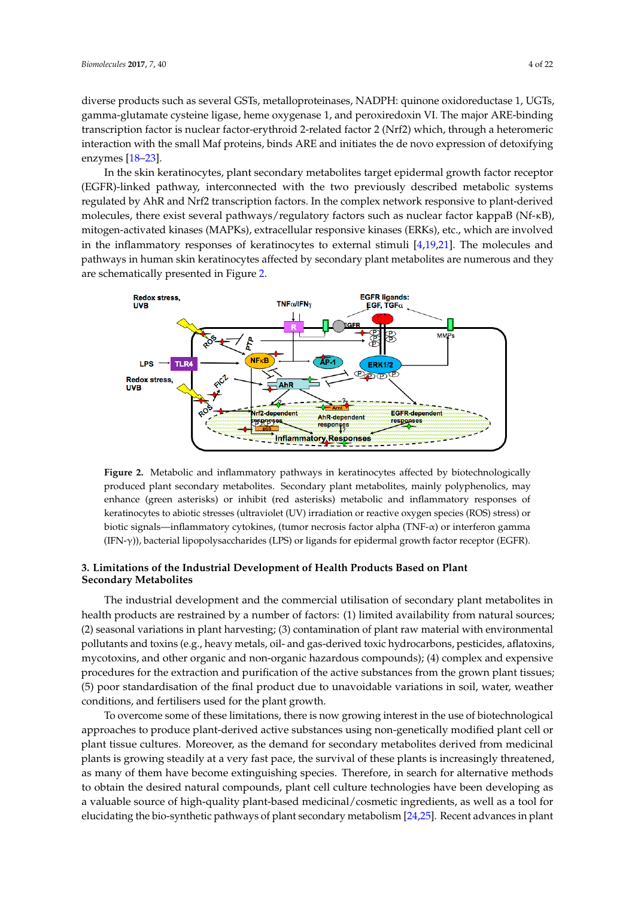diverse products such as several GSTs, metalloproteinases, NADPH: quinone oxidoreductase 1, UGTs, gamma-glutamate cysteine ligase, heme oxygenase 1, and peroxiredoxin VI. The major ARE-binding transcription factor is nuclear factor-erythroid 2-related factor 2 (Nrf2) which, through a heteromeric interaction with the small Maf proteins, binds ARE and initiates the de novo expression of detoxifying enzymes [18–23].

In the skin keratinocytes, plant secondary metabolites target epidermal growth factor receptor (EGFR)-linked pathway, interconnected with the two previously described metabolic systems regulated by AhR and Nrf2 transcription factors. In the complex network responsive to plant-derived molecules, there exist several pathways/regulatory factors such as nuclear factor kappaB (Nf-κB), mitogen-activated kinases (MAPKs), extracellular responsive kinases (ERKs), etc., which are involved in the inflammatory responses of keratinocytes to external stimuli [4,19,21]. The molecules and pathways in human skin keratinocytes affected by secondary plant metabolites are numerous and they are schematically presented in Figure 2.

Redox stress, UVB
TNFα/IFNγ
EGFR ligands: EGF, TGFα
R
EGFR
MMPs
ROS
PTP
LPS
TLR4
NFκB
AP-1
ERK1/2
Redox stress, UVB
FICZ
AhR
ROS
Arnt
Nrf2-dependent responses
p65
AhR-dependent responses
EGFR-dependent responses
Inflammatory Responses

**Figure 2.** Metabolic and inflammatory pathways in keratinocytes affected by biotechnologically produced plant secondary metabolites. Secondary plant metabolites, mainly polyphenolics, may enhance (green asterisks) or inhibit (red asterisks) metabolic and inflammatory responses of keratinocytes to abiotic stresses (ultraviolet (UV) irradiation or reactive oxygen species (ROS) stress) or biotic signals—inflammatory cytokines, (tumor necrosis factor alpha (TNF-α) or interferon gamma (IFN-γ)), bacterial lipopolysaccharides (LPS) or ligands for epidermal growth factor receptor (EGFR).

## 3. Limitations of the Industrial Development of Health Products Based on Plant Secondary Metabolites

The industrial development and the commercial utilisation of secondary plant metabolites in health products are restrained by a number of factors: (1) limited availability from natural sources; (2) seasonal variations in plant harvesting; (3) contamination of plant raw material with environmental pollutants and toxins (e.g., heavy metals, oil- and gas-derived toxic hydrocarbons, pesticides, aflatoxins, mycotoxins, and other organic and non-organic hazardous compounds); (4) complex and expensive procedures for the extraction and purification of the active substances from the grown plant tissues; (5) poor standardisation of the final product due to unavoidable variations in soil, water, weather conditions, and fertilisers used for the plant growth.

To overcome some of these limitations, there is now growing interest in the use of biotechnological approaches to produce plant-derived active substances using non-genetically modified plant cell or plant tissue cultures. Moreover, as the demand for secondary metabolites derived from medicinal plants is growing steadily at a very fast pace, the survival of these plants is increasingly threatened, as many of them have become extinguishing species. Therefore, in search for alternative methods to obtain the desired natural compounds, plant cell culture technologies have been developing as a valuable source of high-quality plant-based medicinal/cosmetic ingredients, as well as a tool for elucidating the bio-synthetic pathways of plant secondary metabolism [24,25]. Recent advances in plant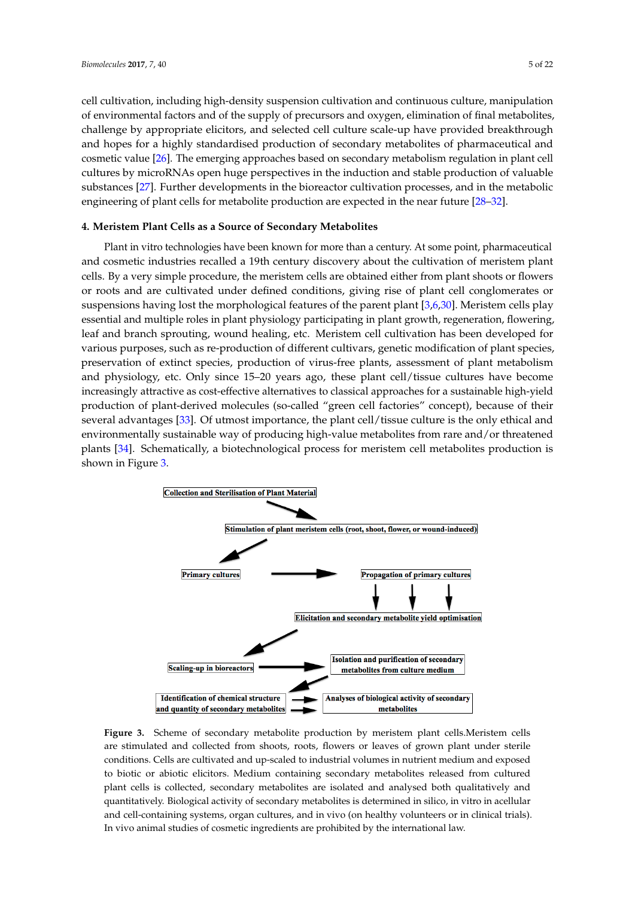cell cultivation, including high-density suspension cultivation and continuous culture, manipulation of environmental factors and of the supply of precursors and oxygen, elimination of final metabolites, challenge by appropriate elicitors, and selected cell culture scale-up have provided breakthrough and hopes for a highly standardised production of secondary metabolites of pharmaceutical and cosmetic value [26]. The emerging approaches based on secondary metabolism regulation in plant cell cultures by microRNAs open huge perspectives in the induction and stable production of valuable substances [27]. Further developments in the bioreactor cultivation processes, and in the metabolic engineering of plant cells for metabolite production are expected in the near future [28–32].

## 4. Meristem Plant Cells as a Source of Secondary Metabolites

Plant in vitro technologies have been known for more than a century. At some point, pharmaceutical and cosmetic industries recalled a 19th century discovery about the cultivation of meristem plant cells. By a very simple procedure, the meristem cells are obtained either from plant shoots or flowers or roots and are cultivated under defined conditions, giving rise of plant cell conglomerates or suspensions having lost the morphological features of the parent plant [3,6,30]. Meristem cells play essential and multiple roles in plant physiology participating in plant growth, regeneration, flowering, leaf and branch sprouting, wound healing, etc. Meristem cell cultivation has been developed for various purposes, such as re-production of different cultivars, genetic modification of plant species, preservation of extinct species, production of virus-free plants, assessment of plant metabolism and physiology, etc. Only since 15–20 years ago, these plant cell/tissue cultures have become increasingly attractive as cost-effective alternatives to classical approaches for a sustainable high-yield production of plant-derived molecules (so-called "green cell factories" concept), because of their several advantages [33]. Of utmost importance, the plant cell/tissue culture is the only ethical and environmentally sustainable way of producing high-value metabolites from rare and/or threatened plants [34]. Schematically, a biotechnological process for meristem cell metabolites production is shown in Figure 3.

Collection and Sterilisation of Plant Material

Stimulation of plant meristem cells (root, shoot, flower, or wound-induced)

Primary cultures

Propagation of primary cultures

Elicitation and secondary metabolite yield optimisation

Scaling-up in bioreactors

Isolation and purification of secondary metabolites from culture medium

Identification of chemical structure and quantity of secondary metabolites

Analyses of biological activity of secondary metabolites

**Figure 3.** Scheme of secondary metabolite production by meristem plant cells.Meristem cells are stimulated and collected from shoots, roots, flowers or leaves of grown plant under sterile conditions. Cells are cultivated and up-scaled to industrial volumes in nutrient medium and exposed to biotic or abiotic elicitors. Medium containing secondary metabolites released from cultured plant cells is collected, secondary metabolites are isolated and analysed both qualitatively and quantitatively. Biological activity of secondary metabolites is determined in silico, in vitro in acellular and cell-containing systems, organ cultures, and in vivo (on healthy volunteers or in clinical trials). In vivo animal studies of cosmetic ingredients are prohibited by the international law.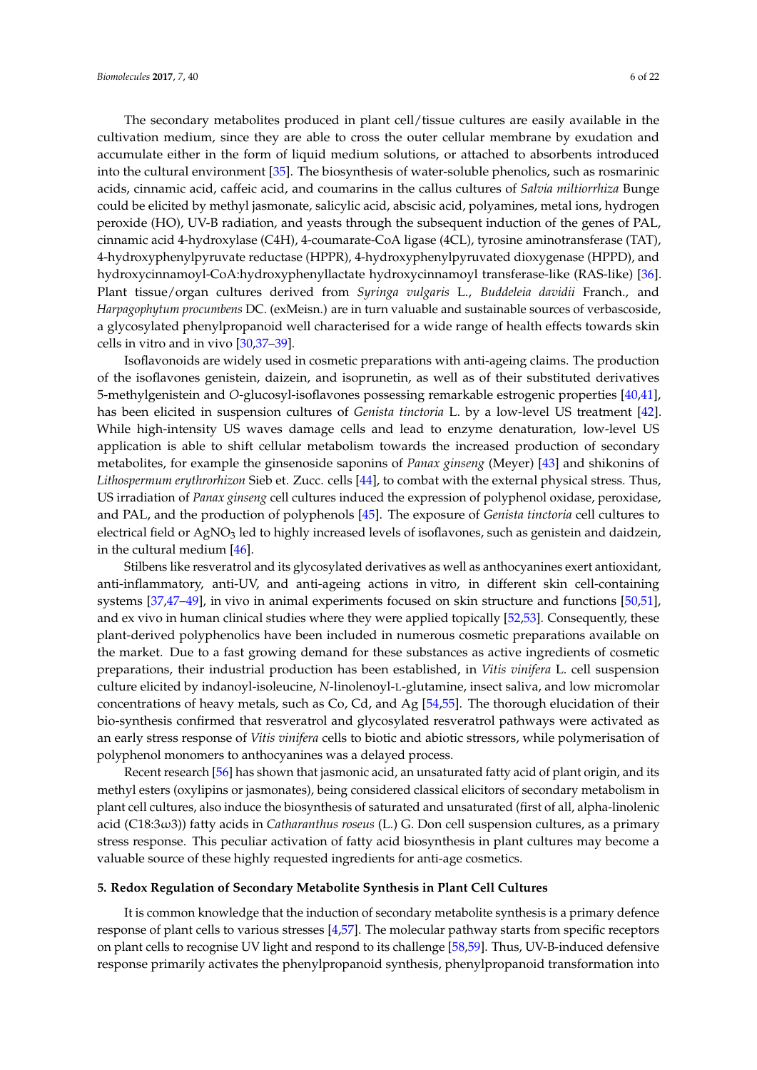The secondary metabolites produced in plant cell/tissue cultures are easily available in the cultivation medium, since they are able to cross the outer cellular membrane by exudation and accumulate either in the form of liquid medium solutions, or attached to absorbents introduced into the cultural environment [35]. The biosynthesis of water-soluble phenolics, such as rosmarinic acids, cinnamic acid, caffeic acid, and coumarins in the callus cultures of *Salvia miltiorrhiza* Bunge could be elicited by methyl jasmonate, salicylic acid, abscisic acid, polyamines, metal ions, hydrogen peroxide (HO), UV-B radiation, and yeasts through the subsequent induction of the genes of PAL, cinnamic acid 4-hydroxylase (C4H), 4-coumarate-CoA ligase (4CL), tyrosine aminotransferase (TAT), 4-hydroxyphenylpyruvate reductase (HPPR), 4-hydroxyphenylpyruvated dioxygenase (HPPD), and hydroxycinnamoyl-CoA:hydroxyphenyllactate hydroxycinnamoyl transferase-like (RAS-like) [36]. Plant tissue/organ cultures derived from *Syringa vulgaris* L., *Buddeleia davidii* Franch., and *Harpagophytum procumbens* DC. (exMeisn.) are in turn valuable and sustainable sources of verbascoside, a glycosylated phenylpropanoid well characterised for a wide range of health effects towards skin cells in vitro and in vivo [30,37–39].

Isoflavonoids are widely used in cosmetic preparations with anti-ageing claims. The production of the isoflavones genistein, daizein, and isoprunetin, as well as of their substituted derivatives 5-methylgenistein and *O*-glucosyl-isoflavones possessing remarkable estrogenic properties [40,41], has been elicited in suspension cultures of *Genista tinctoria* L. by a low-level US treatment [42]. While high-intensity US waves damage cells and lead to enzyme denaturation, low-level US application is able to shift cellular metabolism towards the increased production of secondary metabolites, for example the ginsenoside saponins of *Panax ginseng* (Meyer) [43] and shikonins of *Lithospermum erythrorhizon* Sieb et. Zucc. cells [44], to combat with the external physical stress. Thus, US irradiation of *Panax ginseng* cell cultures induced the expression of polyphenol oxidase, peroxidase, and PAL, and the production of polyphenols [45]. The exposure of *Genista tinctoria* cell cultures to electrical field or $AgNO_3$ led to highly increased levels of isoflavones, such as genistein and daidzein, in the cultural medium [46].

Stilbens like resveratrol and its glycosylated derivatives as well as anthocyanines exert antioxidant, anti-inflammatory, anti-UV, and anti-ageing actions in vitro, in different skin cell-containing systems [37,47–49], in vivo in animal experiments focused on skin structure and functions [50,51], and ex vivo in human clinical studies where they were applied topically [52,53]. Consequently, these plant-derived polyphenolics have been included in numerous cosmetic preparations available on the market. Due to a fast growing demand for these substances as active ingredients of cosmetic preparations, their industrial production has been established, in *Vitis vinifera* L. cell suspension culture elicited by indanoyl-isoleucine, *N*-linolenoyl-L-glutamine, insect saliva, and low micromolar concentrations of heavy metals, such as Co, Cd, and Ag [54,55]. The thorough elucidation of their bio-synthesis confirmed that resveratrol and glycosylated resveratrol pathways were activated as an early stress response of *Vitis vinifera* cells to biotic and abiotic stressors, while polymerisation of polyphenol monomers to anthocyanines was a delayed process.

Recent research [56] has shown that jasmonic acid, an unsaturated fatty acid of plant origin, and its methyl esters (oxylipins or jasmonates), being considered classical elicitors of secondary metabolism in plant cell cultures, also induce the biosynthesis of saturated and unsaturated (first of all, alpha-linolenic acid (C18:3ω3)) fatty acids in *Catharanthus roseus* (L.) G. Don cell suspension cultures, as a primary stress response. This peculiar activation of fatty acid biosynthesis in plant cultures may become a valuable source of these highly requested ingredients for anti-age cosmetics.

## 5. Redox Regulation of Secondary Metabolite Synthesis in Plant Cell Cultures

It is common knowledge that the induction of secondary metabolite synthesis is a primary defence response of plant cells to various stresses [4,57]. The molecular pathway starts from specific receptors on plant cells to recognise UV light and respond to its challenge [58,59]. Thus, UV-B-induced defensive response primarily activates the phenylpropanoid synthesis, phenylpropanoid transformation into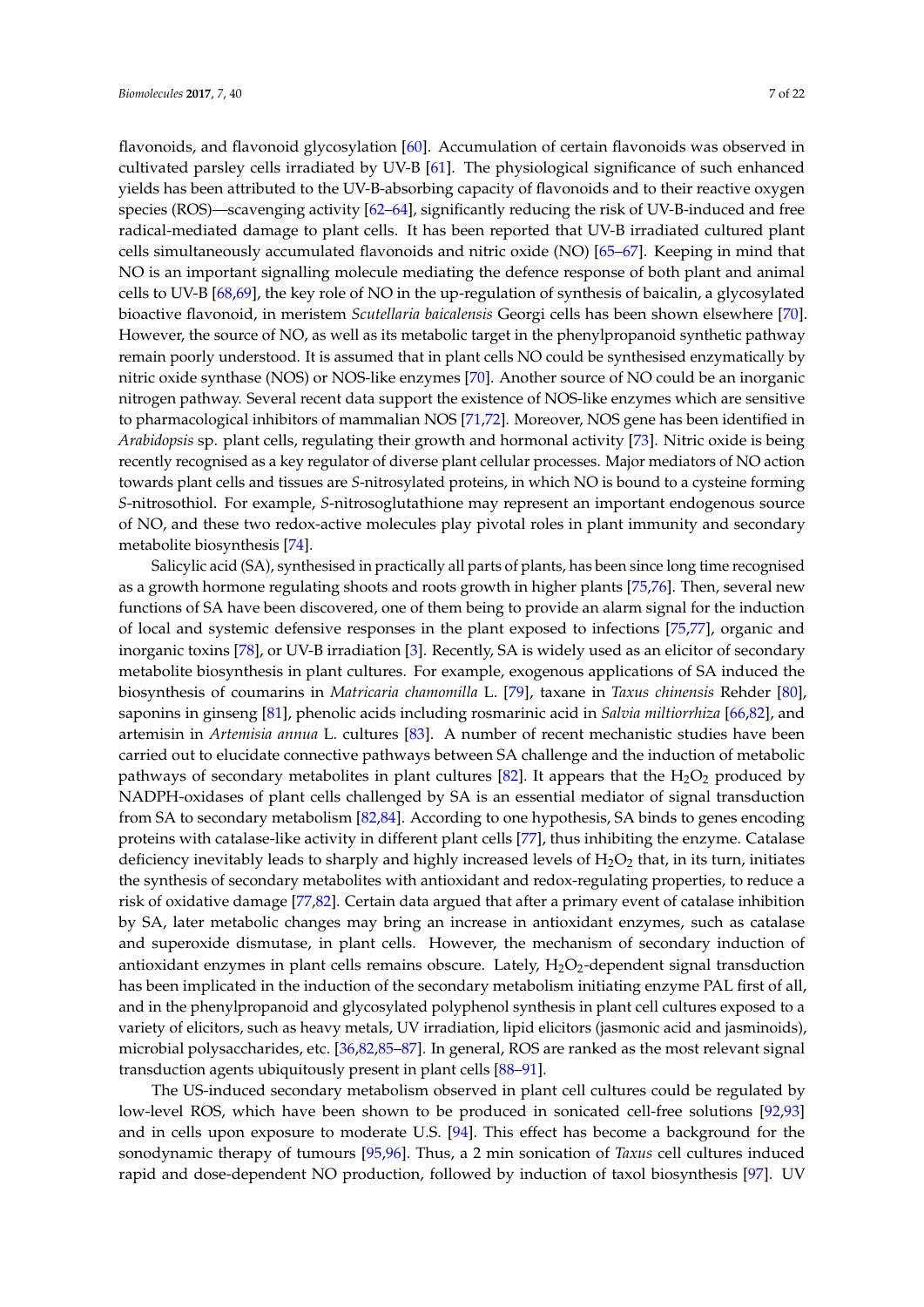flavonoids, and flavonoid glycosylation [60]. Accumulation of certain flavonoids was observed in cultivated parsley cells irradiated by UV-B [61]. The physiological significance of such enhanced yields has been attributed to the UV-B-absorbing capacity of flavonoids and to their reactive oxygen species (ROS)—scavenging activity [62–64], significantly reducing the risk of UV-B-induced and free radical-mediated damage to plant cells. It has been reported that UV-B irradiated cultured plant cells simultaneously accumulated flavonoids and nitric oxide (NO) [65–67]. Keeping in mind that NO is an important signalling molecule mediating the defence response of both plant and animal cells to UV-B [68,69], the key role of NO in the up-regulation of synthesis of baicalin, a glycosylated bioactive flavonoid, in meristem *Scutellaria baicalensis* Georgi cells has been shown elsewhere [70]. However, the source of NO, as well as its metabolic target in the phenylpropanoid synthetic pathway remain poorly understood. It is assumed that in plant cells NO could be synthesised enzymatically by nitric oxide synthase (NOS) or NOS-like enzymes [70]. Another source of NO could be an inorganic nitrogen pathway. Several recent data support the existence of NOS-like enzymes which are sensitive to pharmacological inhibitors of mammalian NOS [71,72]. Moreover, NOS gene has been identified in *Arabidopsis* sp. plant cells, regulating their growth and hormonal activity [73]. Nitric oxide is being recently recognised as a key regulator of diverse plant cellular processes. Major mediators of NO action towards plant cells and tissues are *S*-nitrosylated proteins, in which NO is bound to a cysteine forming *S*-nitrosothiol. For example, *S*-nitrosoglutathione may represent an important endogenous source of NO, and these two redox-active molecules play pivotal roles in plant immunity and secondary metabolite biosynthesis [74].

Salicylic acid (SA), synthesised in practically all parts of plants, has been since long time recognised as a growth hormone regulating shoots and roots growth in higher plants [75,76]. Then, several new functions of SA have been discovered, one of them being to provide an alarm signal for the induction of local and systemic defensive responses in the plant exposed to infections [75,77], organic and inorganic toxins [78], or UV-B irradiation [3]. Recently, SA is widely used as an elicitor of secondary metabolite biosynthesis in plant cultures. For example, exogenous applications of SA induced the biosynthesis of coumarins in *Matricaria chamomilla* L. [79], taxane in *Taxus chinensis* Rehder [80], saponins in ginseng [81], phenolic acids including rosmarinic acid in *Salvia miltiorrhiza* [66,82], and artemisin in *Artemisia annua* L. cultures [83]. A number of recent mechanistic studies have been carried out to elucidate connective pathways between SA challenge and the induction of metabolic pathways of secondary metabolites in plant cultures [82]. It appears that the $H_2O_2$ produced by NADPH-oxidases of plant cells challenged by SA is an essential mediator of signal transduction from SA to secondary metabolism [82,84]. According to one hypothesis, SA binds to genes encoding proteins with catalase-like activity in different plant cells [77], thus inhibiting the enzyme. Catalase deficiency inevitably leads to sharply and highly increased levels of $H_2O_2$ that, in its turn, initiates the synthesis of secondary metabolites with antioxidant and redox-regulating properties, to reduce a risk of oxidative damage [77,82]. Certain data argued that after a primary event of catalase inhibition by SA, later metabolic changes may bring an increase in antioxidant enzymes, such as catalase and superoxide dismutase, in plant cells. However, the mechanism of secondary induction of antioxidant enzymes in plant cells remains obscure. Lately, $H_2O_2$-dependent signal transduction has been implicated in the induction of the secondary metabolism initiating enzyme PAL first of all, and in the phenylpropanoid and glycosylated polyphenol synthesis in plant cell cultures exposed to a variety of elicitors, such as heavy metals, UV irradiation, lipid elicitors (jasmonic acid and jasminoids), microbial polysaccharides, etc. [36,82,85–87]. In general, ROS are ranked as the most relevant signal transduction agents ubiquitously present in plant cells [88–91].

The US-induced secondary metabolism observed in plant cell cultures could be regulated by low-level ROS, which have been shown to be produced in sonicated cell-free solutions [92,93] and in cells upon exposure to moderate U.S. [94]. This effect has become a background for the sonodynamic therapy of tumours [95,96]. Thus, a 2 min sonication of *Taxus* cell cultures induced rapid and dose-dependent NO production, followed by induction of taxol biosynthesis [97]. UV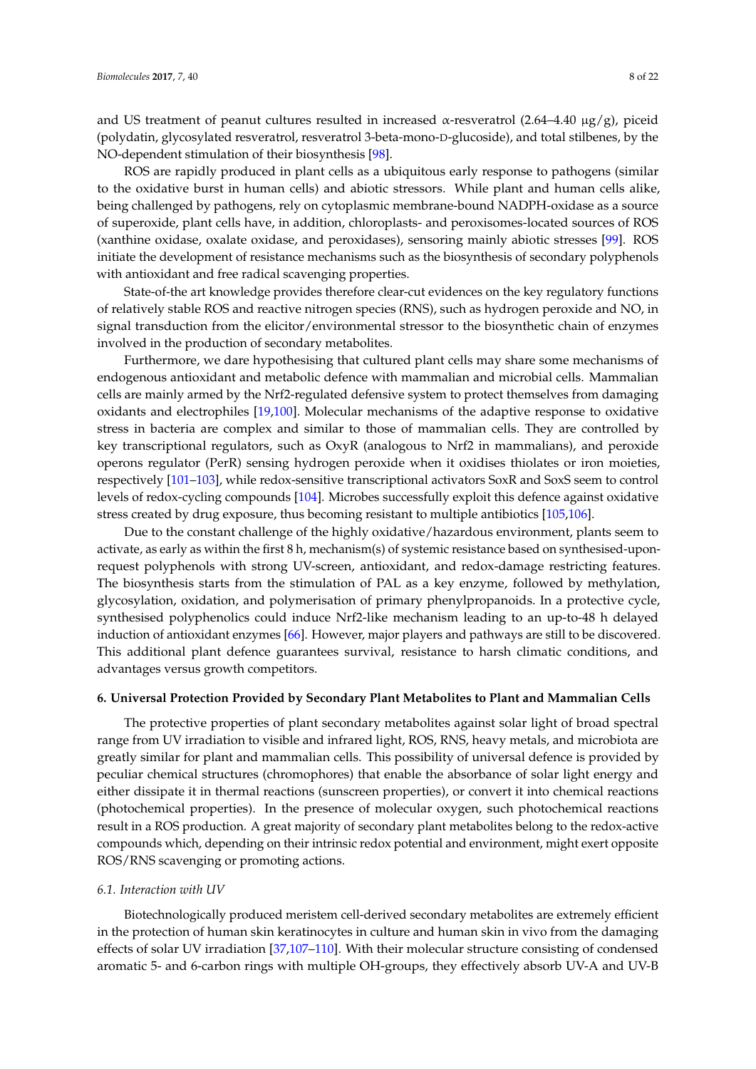and US treatment of peanut cultures resulted in increased α-resveratrol (2.64–4.40 μg/g), piceid (polydatin, glycosylated resveratrol, resveratrol 3-beta-mono-D-glucoside), and total stilbenes, by the NO-dependent stimulation of their biosynthesis [98].

ROS are rapidly produced in plant cells as a ubiquitous early response to pathogens (similar to the oxidative burst in human cells) and abiotic stressors. While plant and human cells alike, being challenged by pathogens, rely on cytoplasmic membrane-bound NADPH-oxidase as a source of superoxide, plant cells have, in addition, chloroplasts- and peroxisomes-located sources of ROS (xanthine oxidase, oxalate oxidase, and peroxidases), sensoring mainly abiotic stresses [99]. ROS initiate the development of resistance mechanisms such as the biosynthesis of secondary polyphenols with antioxidant and free radical scavenging properties.

State-of-the art knowledge provides therefore clear-cut evidences on the key regulatory functions of relatively stable ROS and reactive nitrogen species (RNS), such as hydrogen peroxide and NO, in signal transduction from the elicitor/environmental stressor to the biosynthetic chain of enzymes involved in the production of secondary metabolites.

Furthermore, we dare hypothesising that cultured plant cells may share some mechanisms of endogenous antioxidant and metabolic defence with mammalian and microbial cells. Mammalian cells are mainly armed by the Nrf2-regulated defensive system to protect themselves from damaging oxidants and electrophiles [19,100]. Molecular mechanisms of the adaptive response to oxidative stress in bacteria are complex and similar to those of mammalian cells. They are controlled by key transcriptional regulators, such as OxyR (analogous to Nrf2 in mammalians), and peroxide operons regulator (PerR) sensing hydrogen peroxide when it oxidises thiolates or iron moieties, respectively [101–103], while redox-sensitive transcriptional activators SoxR and SoxS seem to control levels of redox-cycling compounds [104]. Microbes successfully exploit this defence against oxidative stress created by drug exposure, thus becoming resistant to multiple antibiotics [105,106].

Due to the constant challenge of the highly oxidative/hazardous environment, plants seem to activate, as early as within the first 8 h, mechanism(s) of systemic resistance based on synthesised-upon-request polyphenols with strong UV-screen, antioxidant, and redox-damage restricting features. The biosynthesis starts from the stimulation of PAL as a key enzyme, followed by methylation, glycosylation, oxidation, and polymerisation of primary phenylpropanoids. In a protective cycle, synthesised polyphenolics could induce Nrf2-like mechanism leading to an up-to-48 h delayed induction of antioxidant enzymes [66]. However, major players and pathways are still to be discovered. This additional plant defence guarantees survival, resistance to harsh climatic conditions, and advantages versus growth competitors.

## 6. Universal Protection Provided by Secondary Plant Metabolites to Plant and Mammalian Cells

The protective properties of plant secondary metabolites against solar light of broad spectral range from UV irradiation to visible and infrared light, ROS, RNS, heavy metals, and microbiota are greatly similar for plant and mammalian cells. This possibility of universal defence is provided by peculiar chemical structures (chromophores) that enable the absorbance of solar light energy and either dissipate it in thermal reactions (sunscreen properties), or convert it into chemical reactions (photochemical properties). In the presence of molecular oxygen, such photochemical reactions result in a ROS production. A great majority of secondary plant metabolites belong to the redox-active compounds which, depending on their intrinsic redox potential and environment, might exert opposite ROS/RNS scavenging or promoting actions.

### *6.1. Interaction with UV*

Biotechnologically produced meristem cell-derived secondary metabolites are extremely efficient in the protection of human skin keratinocytes in culture and human skin in vivo from the damaging effects of solar UV irradiation [37,107–110]. With their molecular structure consisting of condensed aromatic 5- and 6-carbon rings with multiple OH-groups, they effectively absorb UV-A and UV-B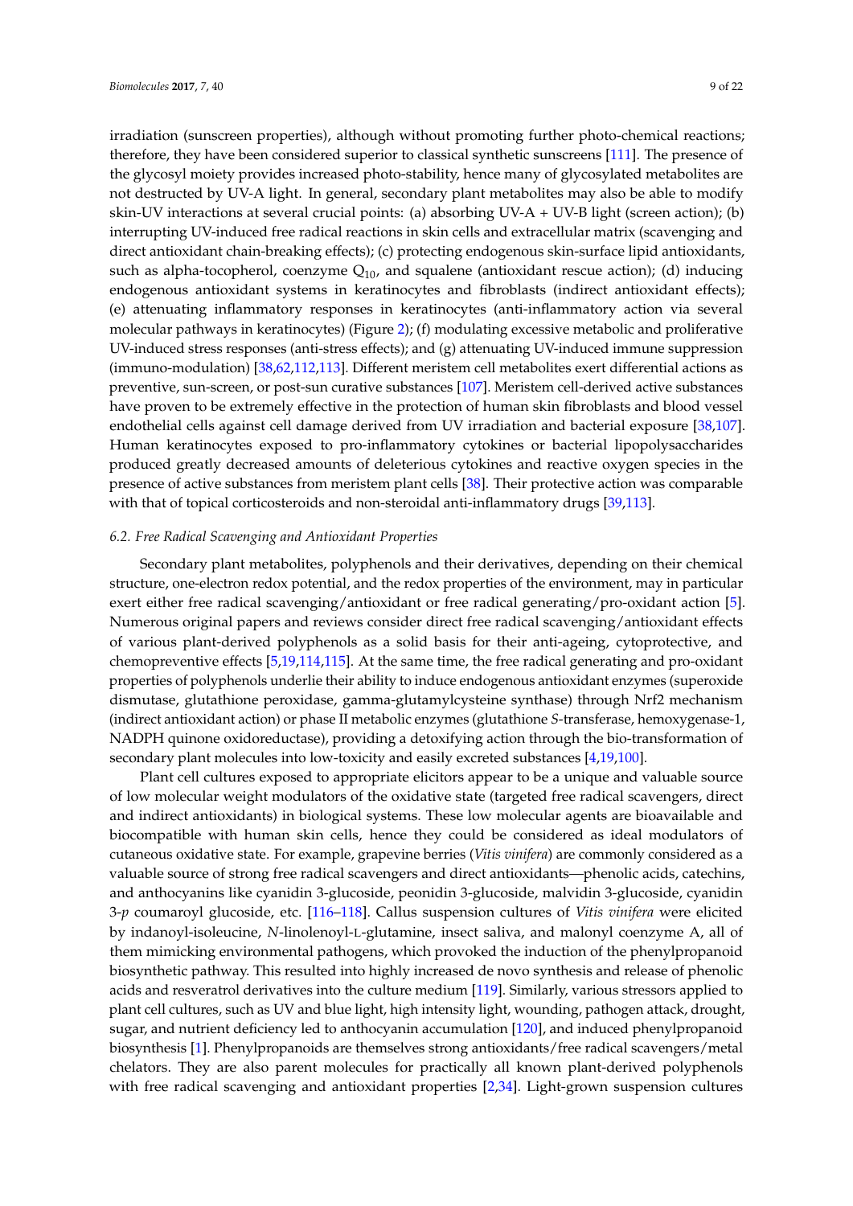irradiation (sunscreen properties), although without promoting further photo-chemical reactions; therefore, they have been considered superior to classical synthetic sunscreens [111]. The presence of the glycosyl moiety provides increased photo-stability, hence many of glycosylated metabolites are not destructed by UV-A light. In general, secondary plant metabolites may also be able to modify skin-UV interactions at several crucial points: (a) absorbing UV-A + UV-B light (screen action); (b) interrupting UV-induced free radical reactions in skin cells and extracellular matrix (scavenging and direct antioxidant chain-breaking effects); (c) protecting endogenous skin-surface lipid antioxidants, such as alpha-tocopherol, coenzyme $Q_{10}$, and squalene (antioxidant rescue action); (d) inducing endogenous antioxidant systems in keratinocytes and fibroblasts (indirect antioxidant effects); (e) attenuating inflammatory responses in keratinocytes (anti-inflammatory action via several molecular pathways in keratinocytes) (Figure 2); (f) modulating excessive metabolic and proliferative UV-induced stress responses (anti-stress effects); and (g) attenuating UV-induced immune suppression (immuno-modulation) [38,62,112,113]. Different meristem cell metabolites exert differential actions as preventive, sun-screen, or post-sun curative substances [107]. Meristem cell-derived active substances have proven to be extremely effective in the protection of human skin fibroblasts and blood vessel endothelial cells against cell damage derived from UV irradiation and bacterial exposure [38,107]. Human keratinocytes exposed to pro-inflammatory cytokines or bacterial lipopolysaccharides produced greatly decreased amounts of deleterious cytokines and reactive oxygen species in the presence of active substances from meristem plant cells [38]. Their protective action was comparable with that of topical corticosteroids and non-steroidal anti-inflammatory drugs [39,113].

### 6.2. Free Radical Scavenging and Antioxidant Properties

Secondary plant metabolites, polyphenols and their derivatives, depending on their chemical structure, one-electron redox potential, and the redox properties of the environment, may in particular exert either free radical scavenging/antioxidant or free radical generating/pro-oxidant action [5]. Numerous original papers and reviews consider direct free radical scavenging/antioxidant effects of various plant-derived polyphenols as a solid basis for their anti-ageing, cytoprotective, and chemopreventive effects [5,19,114,115]. At the same time, the free radical generating and pro-oxidant properties of polyphenols underlie their ability to induce endogenous antioxidant enzymes (superoxide dismutase, glutathione peroxidase, gamma-glutamylcysteine synthase) through Nrf2 mechanism (indirect antioxidant action) or phase II metabolic enzymes (glutathione *S*-transferase, hemoxygenase-1, NADPH quinone oxidoreductase), providing a detoxifying action through the bio-transformation of secondary plant molecules into low-toxicity and easily excreted substances [4,19,100].

Plant cell cultures exposed to appropriate elicitors appear to be a unique and valuable source of low molecular weight modulators of the oxidative state (targeted free radical scavengers, direct and indirect antioxidants) in biological systems. These low molecular agents are bioavailable and biocompatible with human skin cells, hence they could be considered as ideal modulators of cutaneous oxidative state. For example, grapevine berries (*Vitis vinifera*) are commonly considered as a valuable source of strong free radical scavengers and direct antioxidants—phenolic acids, catechins, and anthocyanins like cyanidin 3-glucoside, peonidin 3-glucoside, malvidin 3-glucoside, cyanidin 3-*p* coumaroyl glucoside, etc. [116–118]. Callus suspension cultures of *Vitis vinifera* were elicited by indanoyl-isoleucine, *N*-linolenoyl-L-glutamine, insect saliva, and malonyl coenzyme A, all of them mimicking environmental pathogens, which provoked the induction of the phenylpropanoid biosynthetic pathway. This resulted into highly increased de novo synthesis and release of phenolic acids and resveratrol derivatives into the culture medium [119]. Similarly, various stressors applied to plant cell cultures, such as UV and blue light, high intensity light, wounding, pathogen attack, drought, sugar, and nutrient deficiency led to anthocyanin accumulation [120], and induced phenylpropanoid biosynthesis [1]. Phenylpropanoids are themselves strong antioxidants/free radical scavengers/metal chelators. They are also parent molecules for practically all known plant-derived polyphenols with free radical scavenging and antioxidant properties [2,34]. Light-grown suspension cultures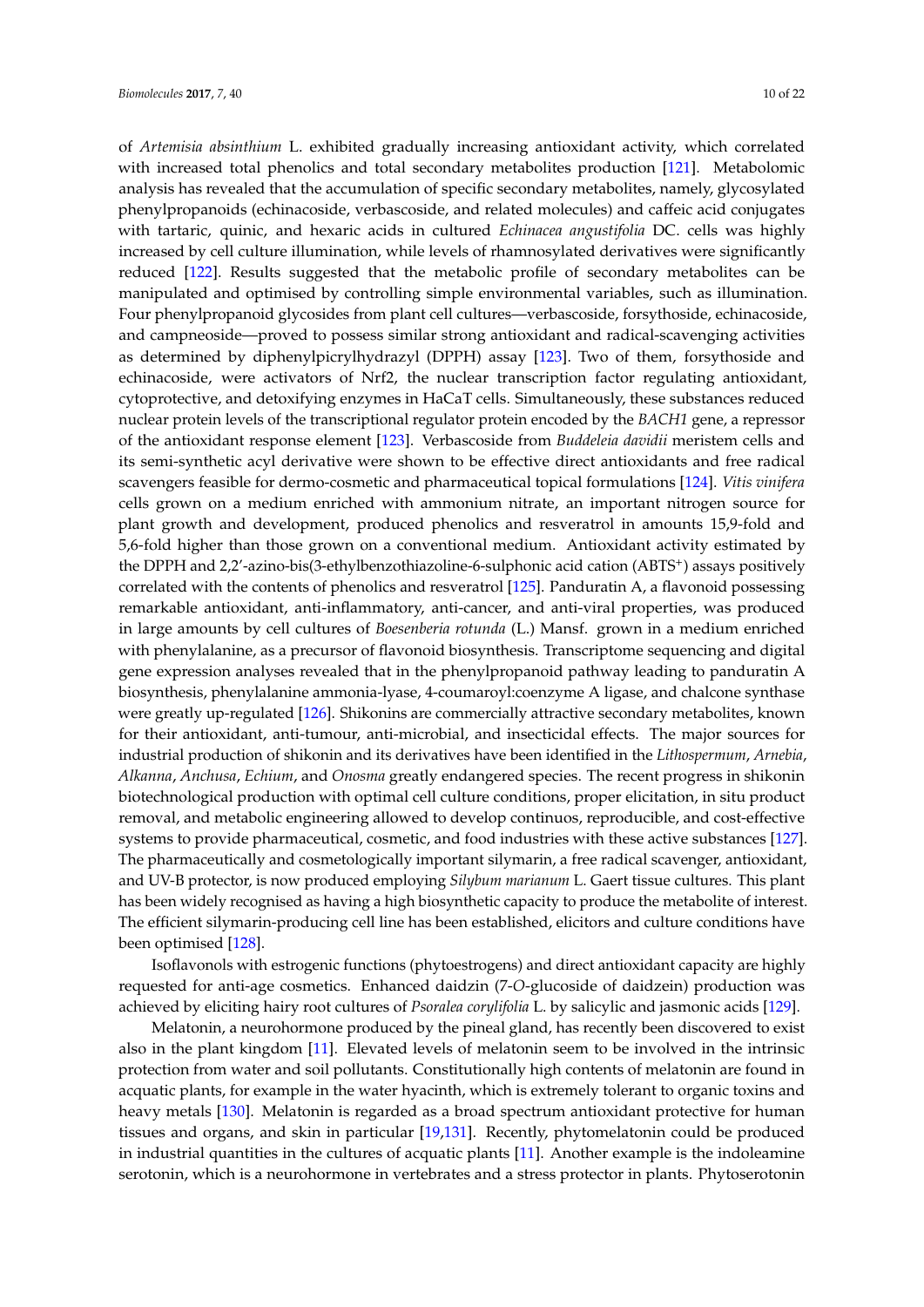of *Artemisia absinthium* L. exhibited gradually increasing antioxidant activity, which correlated with increased total phenolics and total secondary metabolites production [121]. Metabolomic analysis has revealed that the accumulation of specific secondary metabolites, namely, glycosylated phenylpropanoids (echinacoside, verbascoside, and related molecules) and caffeic acid conjugates with tartaric, quinic, and hexaric acids in cultured *Echinacea angustifolia* DC. cells was highly increased by cell culture illumination, while levels of rhamnosylated derivatives were significantly reduced [122]. Results suggested that the metabolic profile of secondary metabolites can be manipulated and optimised by controlling simple environmental variables, such as illumination. Four phenylpropanoid glycosides from plant cell cultures—verbascoside, forsythoside, echinacoside, and campneoside—proved to possess similar strong antioxidant and radical-scavenging activities as determined by diphenylpicrylhydrazyl (DPPH) assay [123]. Two of them, forsythoside and echinacoside, were activators of Nrf2, the nuclear transcription factor regulating antioxidant, cytoprotective, and detoxifying enzymes in HaCaT cells. Simultaneously, these substances reduced nuclear protein levels of the transcriptional regulator protein encoded by the *BACH1* gene, a repressor of the antioxidant response element [123]. Verbascoside from *Buddeleia davidii* meristem cells and its semi-synthetic acyl derivative were shown to be effective direct antioxidants and free radical scavengers feasible for dermo-cosmetic and pharmaceutical topical formulations [124]. *Vitis vinifera* cells grown on a medium enriched with ammonium nitrate, an important nitrogen source for plant growth and development, produced phenolics and resveratrol in amounts 15,9-fold and 5,6-fold higher than those grown on a conventional medium. Antioxidant activity estimated by the DPPH and 2,2′-azino-bis(3-ethylbenzothiazoline-6-sulphonic acid cation ($ABTS^+$) assays positively correlated with the contents of phenolics and resveratrol [125]. Panduratin A, a flavonoid possessing remarkable antioxidant, anti-inflammatory, anti-cancer, and anti-viral properties, was produced in large amounts by cell cultures of *Boesenberia rotunda* (L.) Mansf. grown in a medium enriched with phenylalanine, as a precursor of flavonoid biosynthesis. Transcriptome sequencing and digital gene expression analyses revealed that in the phenylpropanoid pathway leading to panduratin A biosynthesis, phenylalanine ammonia-lyase, 4-coumaroyl:coenzyme A ligase, and chalcone synthase were greatly up-regulated [126]. Shikonins are commercially attractive secondary metabolites, known for their antioxidant, anti-tumour, anti-microbial, and insecticidal effects. The major sources for industrial production of shikonin and its derivatives have been identified in the *Lithospermum*, *Arnebia*, *Alkanna*, *Anchusa*, *Echium*, and *Onosma* greatly endangered species. The recent progress in shikonin biotechnological production with optimal cell culture conditions, proper elicitation, in situ product removal, and metabolic engineering allowed to develop continuos, reproducible, and cost-effective systems to provide pharmaceutical, cosmetic, and food industries with these active substances [127]. The pharmaceutically and cosmetologically important silymarin, a free radical scavenger, antioxidant, and UV-B protector, is now produced employing *Silybum marianum* L. Gaert tissue cultures. This plant has been widely recognised as having a high biosynthetic capacity to produce the metabolite of interest. The efficient silymarin-producing cell line has been established, elicitors and culture conditions have been optimised [128].

Isoflavonols with estrogenic functions (phytoestrogens) and direct antioxidant capacity are highly requested for anti-age cosmetics. Enhanced daidzin (7-*O*-glucoside of daidzein) production was achieved by eliciting hairy root cultures of *Psoralea corylifolia* L. by salicylic and jasmonic acids [129].

Melatonin, a neurohormone produced by the pineal gland, has recently been discovered to exist also in the plant kingdom [11]. Elevated levels of melatonin seem to be involved in the intrinsic protection from water and soil pollutants. Constitutionally high contents of melatonin are found in acquatic plants, for example in the water hyacinth, which is extremely tolerant to organic toxins and heavy metals [130]. Melatonin is regarded as a broad spectrum antioxidant protective for human tissues and organs, and skin in particular [19,131]. Recently, phytomelatonin could be produced in industrial quantities in the cultures of acquatic plants [11]. Another example is the indoleamine serotonin, which is a neurohormone in vertebrates and a stress protector in plants. Phytoserotonin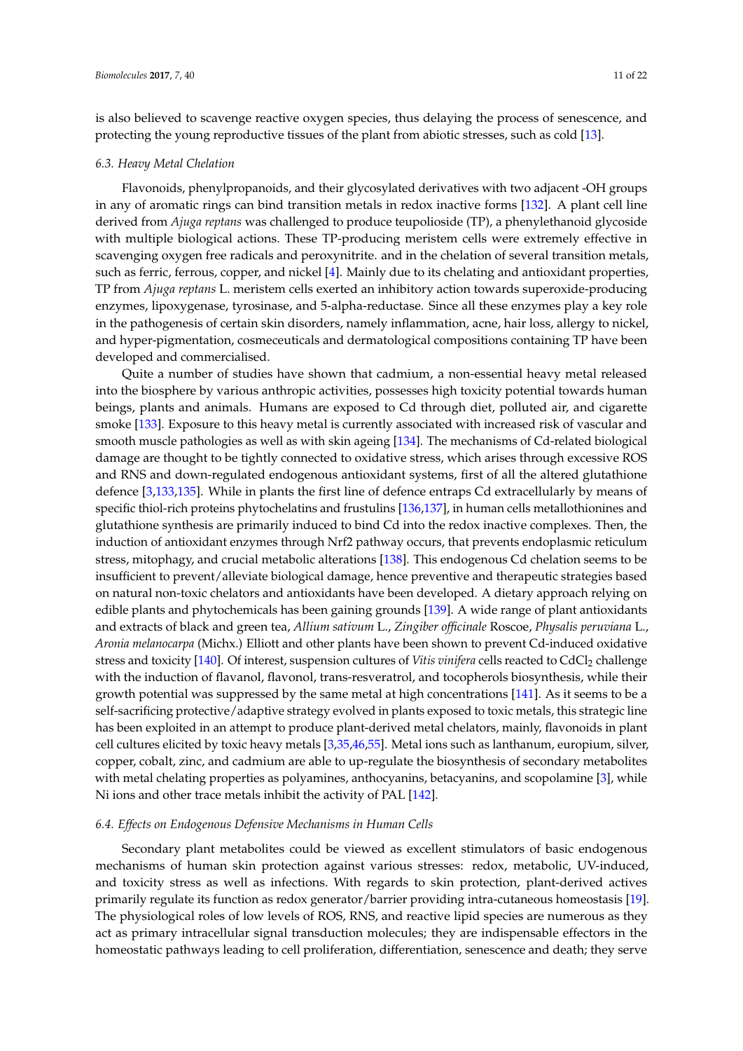is also believed to scavenge reactive oxygen species, thus delaying the process of senescence, and protecting the young reproductive tissues of the plant from abiotic stresses, such as cold [13].

### 6.3. Heavy Metal Chelation

Flavonoids, phenylpropanoids, and their glycosylated derivatives with two adjacent -OH groups in any of aromatic rings can bind transition metals in redox inactive forms [132]. A plant cell line derived from *Ajuga reptans* was challenged to produce teupolioside (TP), a phenylethanoid glycoside with multiple biological actions. These TP-producing meristem cells were extremely effective in scavenging oxygen free radicals and peroxynitrite. and in the chelation of several transition metals, such as ferric, ferrous, copper, and nickel [4]. Mainly due to its chelating and antioxidant properties, TP from *Ajuga reptans* L. meristem cells exerted an inhibitory action towards superoxide-producing enzymes, lipoxygenase, tyrosinase, and 5-alpha-reductase. Since all these enzymes play a key role in the pathogenesis of certain skin disorders, namely inflammation, acne, hair loss, allergy to nickel, and hyper-pigmentation, cosmeceuticals and dermatological compositions containing TP have been developed and commercialised.

Quite a number of studies have shown that cadmium, a non-essential heavy metal released into the biosphere by various anthropic activities, possesses high toxicity potential towards human beings, plants and animals. Humans are exposed to Cd through diet, polluted air, and cigarette smoke [133]. Exposure to this heavy metal is currently associated with increased risk of vascular and smooth muscle pathologies as well as with skin ageing [134]. The mechanisms of Cd-related biological damage are thought to be tightly connected to oxidative stress, which arises through excessive ROS and RNS and down-regulated endogenous antioxidant systems, first of all the altered glutathione defence [3,133,135]. While in plants the first line of defence entraps Cd extracellularly by means of specific thiol-rich proteins phytochelatins and frustulins [136,137], in human cells metallothionines and glutathione synthesis are primarily induced to bind Cd into the redox inactive complexes. Then, the induction of antioxidant enzymes through Nrf2 pathway occurs, that prevents endoplasmic reticulum stress, mitophagy, and crucial metabolic alterations [138]. This endogenous Cd chelation seems to be insufficient to prevent/alleviate biological damage, hence preventive and therapeutic strategies based on natural non-toxic chelators and antioxidants have been developed. A dietary approach relying on edible plants and phytochemicals has been gaining grounds [139]. A wide range of plant antioxidants and extracts of black and green tea, *Allium sativum* L., *Zingiber officinale* Roscoe, *Physalis peruviana* L., *Aronia melanocarpa* (Michx.) Elliott and other plants have been shown to prevent Cd-induced oxidative stress and toxicity [140]. Of interest, suspension cultures of *Vitis vinifera* cells reacted to $CdCl_2$ challenge with the induction of flavanol, flavonol, trans-resveratrol, and tocopherols biosynthesis, while their growth potential was suppressed by the same metal at high concentrations [141]. As it seems to be a self-sacrificing protective/adaptive strategy evolved in plants exposed to toxic metals, this strategic line has been exploited in an attempt to produce plant-derived metal chelators, mainly, flavonoids in plant cell cultures elicited by toxic heavy metals [3,35,46,55]. Metal ions such as lanthanum, europium, silver, copper, cobalt, zinc, and cadmium are able to up-regulate the biosynthesis of secondary metabolites with metal chelating properties as polyamines, anthocyanins, betacyanins, and scopolamine [3], while Ni ions and other trace metals inhibit the activity of PAL [142].

### 6.4. Effects on Endogenous Defensive Mechanisms in Human Cells

Secondary plant metabolites could be viewed as excellent stimulators of basic endogenous mechanisms of human skin protection against various stresses: redox, metabolic, UV-induced, and toxicity stress as well as infections. With regards to skin protection, plant-derived actives primarily regulate its function as redox generator/barrier providing intra-cutaneous homeostasis [19]. The physiological roles of low levels of ROS, RNS, and reactive lipid species are numerous as they act as primary intracellular signal transduction molecules; they are indispensable effectors in the homeostatic pathways leading to cell proliferation, differentiation, senescence and death; they serve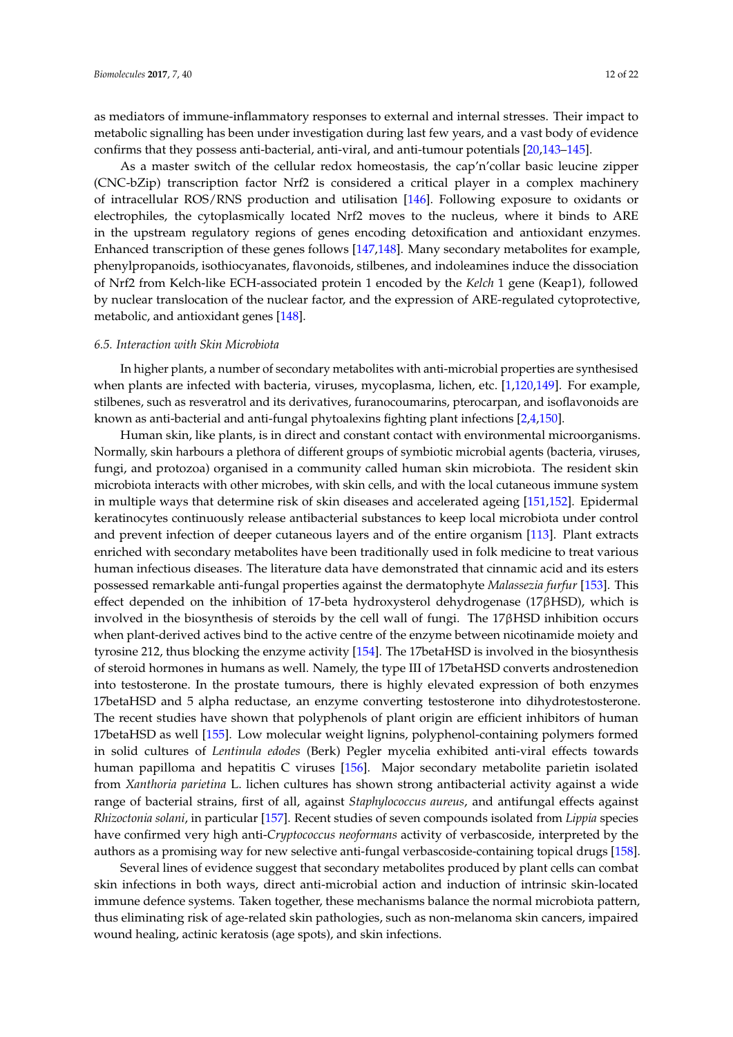as mediators of immune-inflammatory responses to external and internal stresses. Their impact to metabolic signalling has been under investigation during last few years, and a vast body of evidence confirms that they possess anti-bacterial, anti-viral, and anti-tumour potentials [20,143–145].

As a master switch of the cellular redox homeostasis, the cap'n'collar basic leucine zipper (CNC-bZip) transcription factor Nrf2 is considered a critical player in a complex machinery of intracellular ROS/RNS production and utilisation [146]. Following exposure to oxidants or electrophiles, the cytoplasmically located Nrf2 moves to the nucleus, where it binds to ARE in the upstream regulatory regions of genes encoding detoxification and antioxidant enzymes. Enhanced transcription of these genes follows [147,148]. Many secondary metabolites for example, phenylpropanoids, isothiocyanates, flavonoids, stilbenes, and indoleamines induce the dissociation of Nrf2 from Kelch-like ECH-associated protein 1 encoded by the *Kelch* 1 gene (Keap1), followed by nuclear translocation of the nuclear factor, and the expression of ARE-regulated cytoprotective, metabolic, and antioxidant genes [148].

### 6.5. Interaction with Skin Microbiota

In higher plants, a number of secondary metabolites with anti-microbial properties are synthesised when plants are infected with bacteria, viruses, mycoplasma, lichen, etc. [1,120,149]. For example, stilbenes, such as resveratrol and its derivatives, furanocoumarins, pterocarpan, and isoflavonoids are known as anti-bacterial and anti-fungal phytoalexins fighting plant infections [2,4,150].

Human skin, like plants, is in direct and constant contact with environmental microorganisms. Normally, skin harbours a plethora of different groups of symbiotic microbial agents (bacteria, viruses, fungi, and protozoa) organised in a community called human skin microbiota. The resident skin microbiota interacts with other microbes, with skin cells, and with the local cutaneous immune system in multiple ways that determine risk of skin diseases and accelerated ageing [151,152]. Epidermal keratinocytes continuously release antibacterial substances to keep local microbiota under control and prevent infection of deeper cutaneous layers and of the entire organism [113]. Plant extracts enriched with secondary metabolites have been traditionally used in folk medicine to treat various human infectious diseases. The literature data have demonstrated that cinnamic acid and its esters possessed remarkable anti-fungal properties against the dermatophyte *Malassezia furfur* [153]. This effect depended on the inhibition of 17-beta hydroxysterol dehydrogenase (17βHSD), which is involved in the biosynthesis of steroids by the cell wall of fungi. The 17βHSD inhibition occurs when plant-derived actives bind to the active centre of the enzyme between nicotinamide moiety and tyrosine 212, thus blocking the enzyme activity [154]. The 17betaHSD is involved in the biosynthesis of steroid hormones in humans as well. Namely, the type III of 17betaHSD converts androstenedion into testosterone. In the prostate tumours, there is highly elevated expression of both enzymes 17betaHSD and 5 alpha reductase, an enzyme converting testosterone into dihydrotestosterone. The recent studies have shown that polyphenols of plant origin are efficient inhibitors of human 17betaHSD as well [155]. Low molecular weight lignins, polyphenol-containing polymers formed in solid cultures of *Lentinula edodes* (Berk) Pegler mycelia exhibited anti-viral effects towards human papilloma and hepatitis C viruses [156]. Major secondary metabolite parietin isolated from *Xanthoria parietina* L. lichen cultures has shown strong antibacterial activity against a wide range of bacterial strains, first of all, against *Staphylococcus aureus*, and antifungal effects against *Rhizoctonia solani*, in particular [157]. Recent studies of seven compounds isolated from *Lippia* species have confirmed very high anti-*Cryptococcus neoformans* activity of verbascoside, interpreted by the authors as a promising way for new selective anti-fungal verbascoside-containing topical drugs [158].

Several lines of evidence suggest that secondary metabolites produced by plant cells can combat skin infections in both ways, direct anti-microbial action and induction of intrinsic skin-located immune defence systems. Taken together, these mechanisms balance the normal microbiota pattern, thus eliminating risk of age-related skin pathologies, such as non-melanoma skin cancers, impaired wound healing, actinic keratosis (age spots), and skin infections.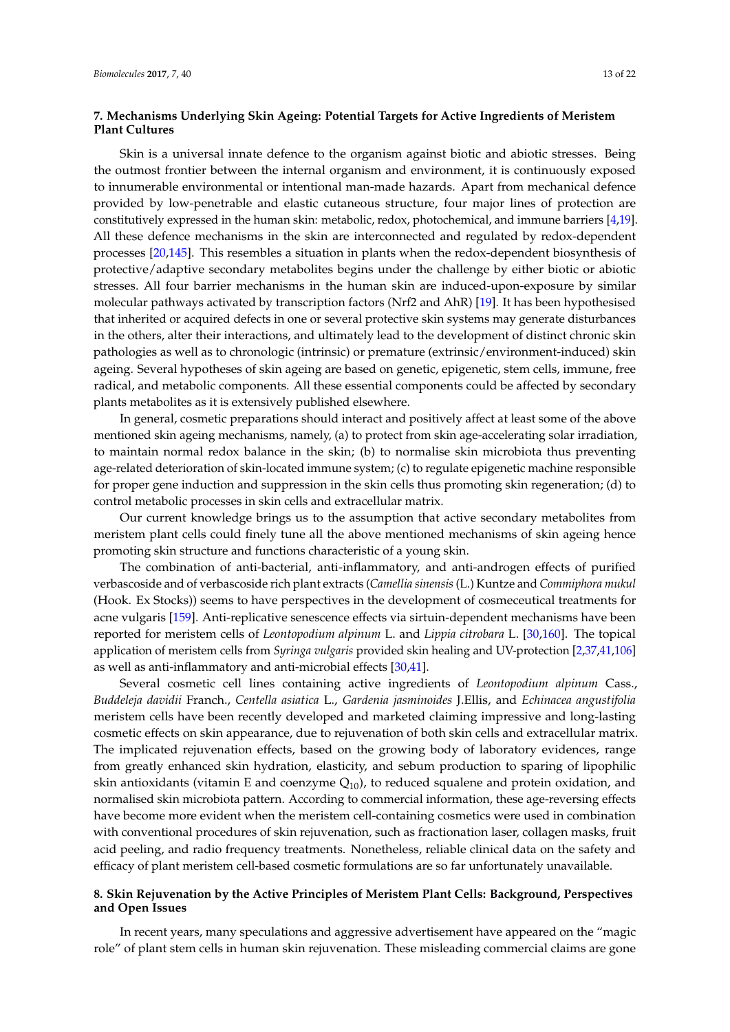## 7. Mechanisms Underlying Skin Ageing: Potential Targets for Active Ingredients of Meristem Plant Cultures

Skin is a universal innate defence to the organism against biotic and abiotic stresses. Being the outmost frontier between the internal organism and environment, it is continuously exposed to innumerable environmental or intentional man-made hazards. Apart from mechanical defence provided by low-penetrable and elastic cutaneous structure, four major lines of protection are constitutively expressed in the human skin: metabolic, redox, photochemical, and immune barriers [4,19]. All these defence mechanisms in the skin are interconnected and regulated by redox-dependent processes [20,145]. This resembles a situation in plants when the redox-dependent biosynthesis of protective/adaptive secondary metabolites begins under the challenge by either biotic or abiotic stresses. All four barrier mechanisms in the human skin are induced-upon-exposure by similar molecular pathways activated by transcription factors (Nrf2 and AhR) [19]. It has been hypothesised that inherited or acquired defects in one or several protective skin systems may generate disturbances in the others, alter their interactions, and ultimately lead to the development of distinct chronic skin pathologies as well as to chronologic (intrinsic) or premature (extrinsic/environment-induced) skin ageing. Several hypotheses of skin ageing are based on genetic, epigenetic, stem cells, immune, free radical, and metabolic components. All these essential components could be affected by secondary plants metabolites as it is extensively published elsewhere.

In general, cosmetic preparations should interact and positively affect at least some of the above mentioned skin ageing mechanisms, namely, (a) to protect from skin age-accelerating solar irradiation, to maintain normal redox balance in the skin; (b) to normalise skin microbiota thus preventing age-related deterioration of skin-located immune system; (c) to regulate epigenetic machine responsible for proper gene induction and suppression in the skin cells thus promoting skin regeneration; (d) to control metabolic processes in skin cells and extracellular matrix.

Our current knowledge brings us to the assumption that active secondary metabolites from meristem plant cells could finely tune all the above mentioned mechanisms of skin ageing hence promoting skin structure and functions characteristic of a young skin.

The combination of anti-bacterial, anti-inflammatory, and anti-androgen effects of purified verbascoside and of verbascoside rich plant extracts (*Camellia sinensis* (L.) Kuntze and *Commiphora mukul* (Hook. Ex Stocks)) seems to have perspectives in the development of cosmeceutical treatments for acne vulgaris [159]. Anti-replicative senescence effects via sirtuin-dependent mechanisms have been reported for meristem cells of *Leontopodium alpinum* L. and *Lippia citrobara* L. [30,160]. The topical application of meristem cells from *Syringa vulgaris* provided skin healing and UV-protection [2,37,41,106] as well as anti-inflammatory and anti-microbial effects [30,41].

Several cosmetic cell lines containing active ingredients of *Leontopodium alpinum* Cass., *Buddeleja davidii* Franch., *Centella asiatica* L., *Gardenia jasminoides* J.Ellis, and *Echinacea angustifolia* meristem cells have been recently developed and marketed claiming impressive and long-lasting cosmetic effects on skin appearance, due to rejuvenation of both skin cells and extracellular matrix. The implicated rejuvenation effects, based on the growing body of laboratory evidences, range from greatly enhanced skin hydration, elasticity, and sebum production to sparing of lipophilic skin antioxidants (vitamin E and coenzyme $Q_{10}$), to reduced squalene and protein oxidation, and normalised skin microbiota pattern. According to commercial information, these age-reversing effects have become more evident when the meristem cell-containing cosmetics were used in combination with conventional procedures of skin rejuvenation, such as fractionation laser, collagen masks, fruit acid peeling, and radio frequency treatments. Nonetheless, reliable clinical data on the safety and efficacy of plant meristem cell-based cosmetic formulations are so far unfortunately unavailable.

## 8. Skin Rejuvenation by the Active Principles of Meristem Plant Cells: Background, Perspectives and Open Issues

In recent years, many speculations and aggressive advertisement have appeared on the "magic role" of plant stem cells in human skin rejuvenation. These misleading commercial claims are gone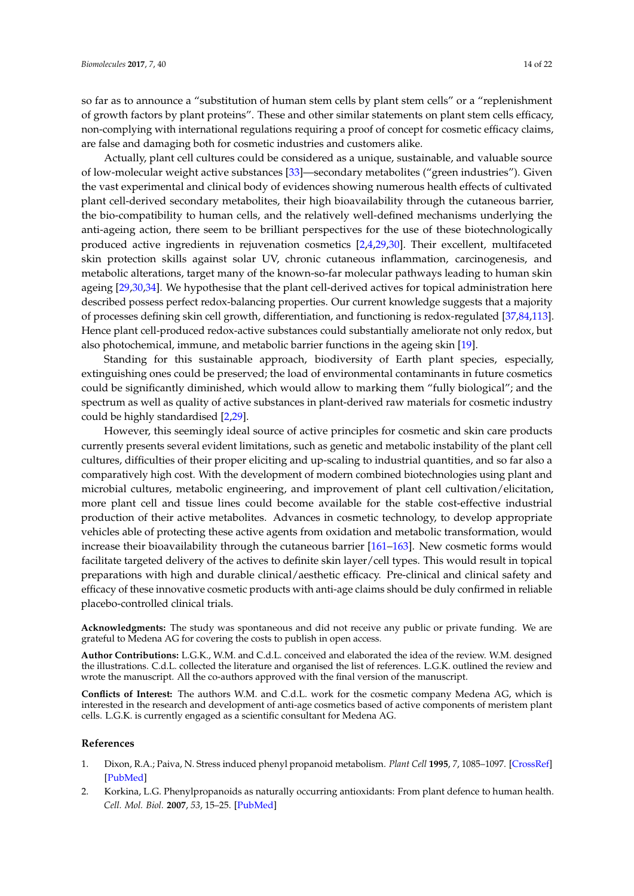so far as to announce a "substitution of human stem cells by plant stem cells" or a "replenishment of growth factors by plant proteins". These and other similar statements on plant stem cells efficacy, non-complying with international regulations requiring a proof of concept for cosmetic efficacy claims, are false and damaging both for cosmetic industries and customers alike.

Actually, plant cell cultures could be considered as a unique, sustainable, and valuable source of low-molecular weight active substances [33]—secondary metabolites ("green industries"). Given the vast experimental and clinical body of evidences showing numerous health effects of cultivated plant cell-derived secondary metabolites, their high bioavailability through the cutaneous barrier, the bio-compatibility to human cells, and the relatively well-defined mechanisms underlying the anti-ageing action, there seem to be brilliant perspectives for the use of these biotechnologically produced active ingredients in rejuvenation cosmetics [2,4,29,30]. Their excellent, multifaceted skin protection skills against solar UV, chronic cutaneous inflammation, carcinogenesis, and metabolic alterations, target many of the known-so-far molecular pathways leading to human skin ageing [29,30,34]. We hypothesise that the plant cell-derived actives for topical administration here described possess perfect redox-balancing properties. Our current knowledge suggests that a majority of processes defining skin cell growth, differentiation, and functioning is redox-regulated [37,84,113]. Hence plant cell-produced redox-active substances could substantially ameliorate not only redox, but also photochemical, immune, and metabolic barrier functions in the ageing skin [19].

Standing for this sustainable approach, biodiversity of Earth plant species, especially, extinguishing ones could be preserved; the load of environmental contaminants in future cosmetics could be significantly diminished, which would allow to marking them "fully biological"; and the spectrum as well as quality of active substances in plant-derived raw materials for cosmetic industry could be highly standardised [2,29].

However, this seemingly ideal source of active principles for cosmetic and skin care products currently presents several evident limitations, such as genetic and metabolic instability of the plant cell cultures, difficulties of their proper eliciting and up-scaling to industrial quantities, and so far also a comparatively high cost. With the development of modern combined biotechnologies using plant and microbial cultures, metabolic engineering, and improvement of plant cell cultivation/elicitation, more plant cell and tissue lines could become available for the stable cost-effective industrial production of their active metabolites. Advances in cosmetic technology, to develop appropriate vehicles able of protecting these active agents from oxidation and metabolic transformation, would increase their bioavailability through the cutaneous barrier [161–163]. New cosmetic forms would facilitate targeted delivery of the actives to definite skin layer/cell types. This would result in topical preparations with high and durable clinical/aesthetic efficacy. Pre-clinical and clinical safety and efficacy of these innovative cosmetic products with anti-age claims should be duly confirmed in reliable placebo-controlled clinical trials.

**Acknowledgments:** The study was spontaneous and did not receive any public or private funding. We are grateful to Medena AG for covering the costs to publish in open access.

**Author Contributions:** L.G.K., W.M. and C.d.L. conceived and elaborated the idea of the review. W.M. designed the illustrations. C.d.L. collected the literature and organised the list of references. L.G.K. outlined the review and wrote the manuscript. All the co-authors approved with the final version of the manuscript.

**Conflicts of Interest:** The authors W.M. and C.d.L. work for the cosmetic company Medena AG, which is interested in the research and development of anti-age cosmetics based of active components of meristem plant cells. L.G.K. is currently engaged as a scientific consultant for Medena AG.

## References

1. Dixon, R.A.; Paiva, N. Stress induced phenyl propanoid metabolism. *Plant Cell* **1995**, *7*, 1085–1097. [CrossRef] [PubMed]
2. Korkina, L.G. Phenylpropanoids as naturally occurring antioxidants: From plant defence to human health. *Cell. Mol. Biol.* **2007**, *53*, 15–25. [PubMed]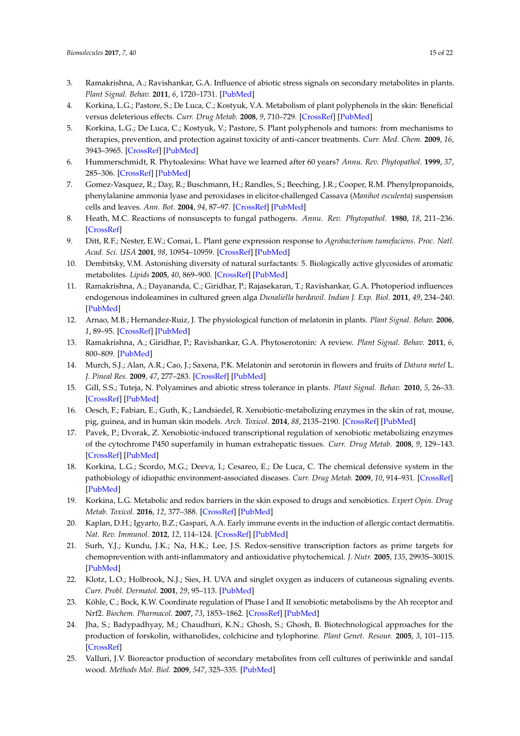3. Ramakrishna, A.; Ravishankar, G.A. Influence of abiotic stress signals on secondary metabolites in plants. *Plant Signal. Behav.* **2011**, *6*, 1720–1731. [PubMed]
4. Korkina, L.G.; Pastore, S.; De Luca, C.; Kostyuk, V.A. Metabolism of plant polyphenols in the skin: Beneficial versus deleterious effects. *Curr. Drug Metab.* **2008**, *9*, 710–729. [CrossRef] [PubMed]
5. Korkina, L.G.; De Luca, C.; Kostyuk, V.; Pastore, S. Plant polyphenols and tumors: from mechanisms to therapies, prevention, and protection against toxicity of anti-cancer treatments. *Curr. Med. Chem.* **2009**, *16*, 3943–3965. [CrossRef] [PubMed]
6. Hummerschmidt, R. Phytoalexins: What have we learned after 60 years? *Annu. Rev. Phytopathol.* **1999**, *37*, 285–306. [CrossRef] [PubMed]
7. Gomez-Vasquez, R.; Day, R.; Buschmann, H.; Randles, S.; Beeching, J.R.; Cooper, R.M. Phenylpropanoids, phenylalanine ammonia lyase and peroxidases in elicitor-challenged Cassava (*Manihot esculenta*) suspension cells and leaves. *Ann. Bot.* **2004**, *94*, 87–97. [CrossRef] [PubMed]
8. Heath, M.C. Reactions of nonsuscepts to fungal pathogens. *Annu. Rev. Phytopathol.* **1980**, *18*, 211–236. [CrossRef]
9. Ditt, R.F.; Nester, E.W.; Comai, L. Plant gene expression response to *Agrobacterium tumefaciens*. *Proc. Natl. Acad. Sci. USA* **2001**, *98*, 10954–10959. [CrossRef] [PubMed]
10. Dembitsky, V.M. Astonishing diversity of natural surfactants: 5. Biologically active glycosides of aromatic metabolites. *Lipids* **2005**, *40*, 869–900. [CrossRef] [PubMed]
11. Ramakrishna, A.; Dayananda, C.; Giridhar, P.; Rajasekaran, T.; Ravishankar, G.A. Photoperiod influences endogenous indoleamines in cultured green alga *Dunaliella bardawil*. *Indian J. Exp. Biol.* **2011**, *49*, 234–240. [PubMed]
12. Arnao, M.B.; Hernandez-Ruiz, J. The physiological function of melatonin in plants. *Plant Signal. Behav.* **2006**, *1*, 89–95. [CrossRef] [PubMed]
13. Ramakrishna, A.; Giridhar, P.; Ravishankar, G.A. Phytoserotonin: A review. *Plant Signal. Behav.* **2011**, *6*, 800–809. [PubMed]
14. Murch, S.J.; Alan, A.R.; Cao, J.; Saxena, P.K. Melatonin and serotonin in flowers and fruits of *Datura metel* L. *J. Pineal Res.* **2009**, *47*, 277–283. [CrossRef] [PubMed]
15. Gill, S.S.; Tuteja, N. Polyamines and abiotic stress tolerance in plants. *Plant Signal. Behav.* **2010**, *5*, 26–33. [CrossRef] [PubMed]
16. Oesch, F.; Fabian, E.; Guth, K.; Landsiedel, R. Xenobiotic-metabolizing enzymes in the skin of rat, mouse, pig, guinea, and in human skin models. *Arch. Toxicol.* **2014**, *88*, 2135–2190. [CrossRef] [PubMed]
17. Pavek, P.; Dvorak, Z. Xenobiotic-induced transcriptional regulation of xenobiotic metabolizing enzymes of the cytochrome P450 superfamily in human extrahepatic tissues. *Curr. Drug Metab.* **2008**, *9*, 129–143. [CrossRef] [PubMed]
18. Korkina, L.G.; Scordo, M.G.; Deeva, I.; Cesareo, E.; De Luca, C. The chemical defensive system in the pathobiology of idiopathic environment-associated diseases. *Curr. Drug Metab.* **2009**, *10*, 914–931. [CrossRef] [PubMed]
19. Korkina, L.G. Metabolic and redox barriers in the skin exposed to drugs and xenobiotics. *Expert Opin. Drug Metab. Toxicol.* **2016**, *12*, 377–388. [CrossRef] [PubMed]
20. Kaplan, D.H.; Igyarto, B.Z.; Gaspari, A.A. Early immune events in the induction of allergic contact dermatitis. *Nat. Rev. Immunol.* **2012**, *12*, 114–124. [CrossRef] [PubMed]
21. Surh, Y.J.; Kundu, J.K.; Na, H.K.; Lee, J.S. Redox-sensitive transcription factors as prime targets for chemoprevention with anti-inflammatory and antioxidative phytochemical. *J. Nutr.* **2005**, *135*, 2993S–3001S. [PubMed]
22. Klotz, L.O.; Holbrook, N.J.; Sies, H. UVA and singlet oxygen as inducers of cutaneous signaling events. *Curr. Probl. Dermatol.* **2001**, *29*, 95–113. [PubMed]
23. Köhle, C.; Bock, K.W. Coordinate regulation of Phase I and II xenobiotic metabolisms by the Ah receptor and Nrf2. *Biochem. Pharmacol.* **2007**, *73*, 1853–1862. [CrossRef] [PubMed]
24. Jha, S.; Badypadhyay, M.; Chaudhuri, K.N.; Ghosh, S.; Ghosh, B. Biotechnological approaches for the production of forskolin, withanolides, colchicine and tylophorine. *Plant Genet. Resour.* **2005**, *3*, 101–115. [CrossRef]
25. Valluri, J.V. Bioreactor production of secondary metabolites from cell cultures of periwinkle and sandal wood. *Methods Mol. Biol.* **2009**, *547*, 325–335. [PubMed]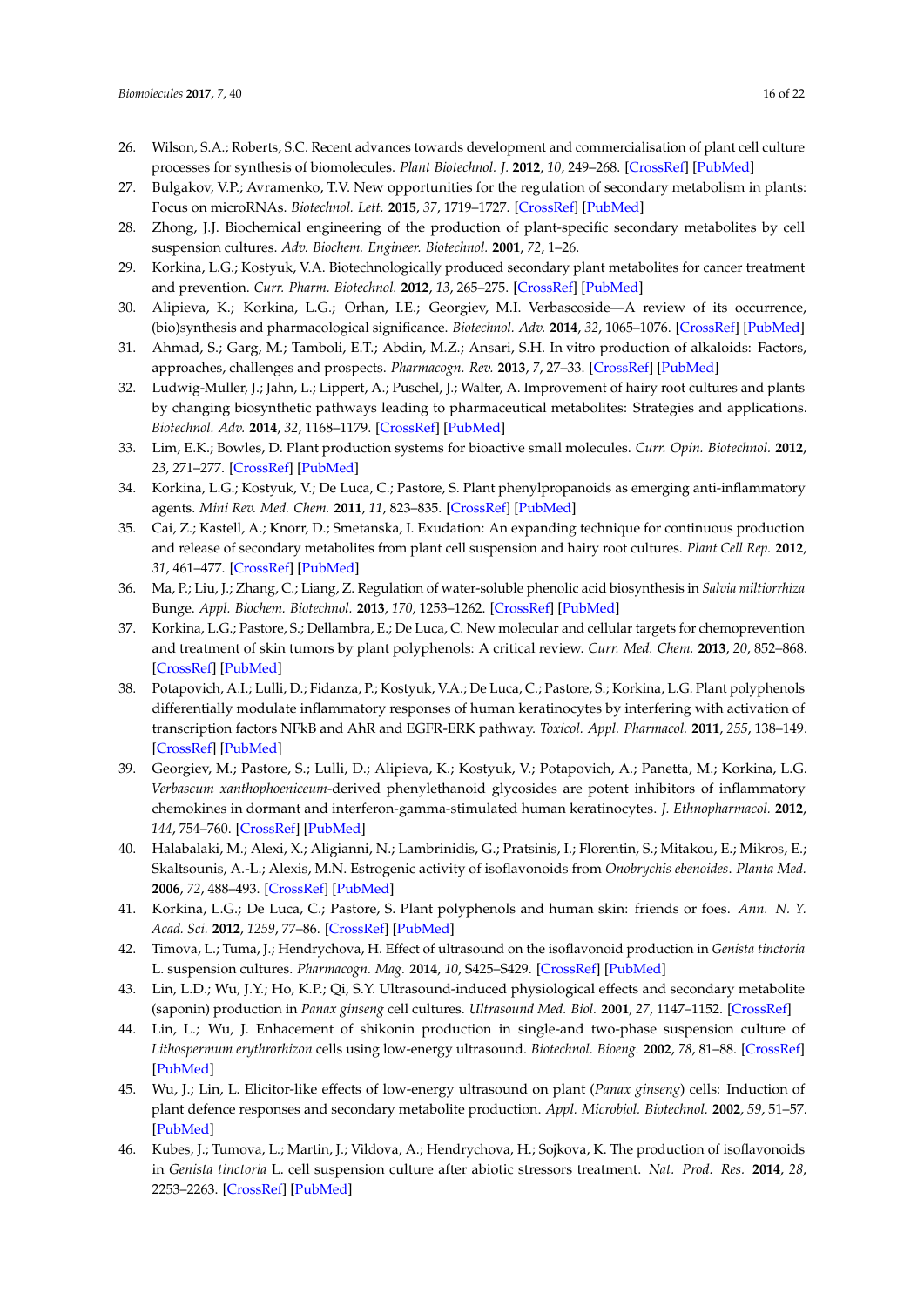26. Wilson, S.A.; Roberts, S.C. Recent advances towards development and commercialisation of plant cell culture processes for synthesis of biomolecules. *Plant Biotechnol. J.* **2012**, *10*, 249–268. [CrossRef] [PubMed]
27. Bulgakov, V.P.; Avramenko, T.V. New opportunities for the regulation of secondary metabolism in plants: Focus on microRNAs. *Biotechnol. Lett.* **2015**, *37*, 1719–1727. [CrossRef] [PubMed]
28. Zhong, J.J. Biochemical engineering of the production of plant-specific secondary metabolites by cell suspension cultures. *Adv. Biochem. Engineer. Biotechnol.* **2001**, *72*, 1–26.
29. Korkina, L.G.; Kostyuk, V.A. Biotechnologically produced secondary plant metabolites for cancer treatment and prevention. *Curr. Pharm. Biotechnol.* **2012**, *13*, 265–275. [CrossRef] [PubMed]
30. Alipieva, K.; Korkina, L.G.; Orhan, I.E.; Georgiev, M.I. Verbascoside—A review of its occurrence, (bio)synthesis and pharmacological significance. *Biotechnol. Adv.* **2014**, *32*, 1065–1076. [CrossRef] [PubMed]
31. Ahmad, S.; Garg, M.; Tamboli, E.T.; Abdin, M.Z.; Ansari, S.H. In vitro production of alkaloids: Factors, approaches, challenges and prospects. *Pharmacogn. Rev.* **2013**, *7*, 27–33. [CrossRef] [PubMed]
32. Ludwig-Muller, J.; Jahn, L.; Lippert, A.; Puschel, J.; Walter, A. Improvement of hairy root cultures and plants by changing biosynthetic pathways leading to pharmaceutical metabolites: Strategies and applications. *Biotechnol. Adv.* **2014**, *32*, 1168–1179. [CrossRef] [PubMed]
33. Lim, E.K.; Bowles, D. Plant production systems for bioactive small molecules. *Curr. Opin. Biotechnol.* **2012**, *23*, 271–277. [CrossRef] [PubMed]
34. Korkina, L.G.; Kostyuk, V.; De Luca, C.; Pastore, S. Plant phenylpropanoids as emerging anti-inflammatory agents. *Mini Rev. Med. Chem.* **2011**, *11*, 823–835. [CrossRef] [PubMed]
35. Cai, Z.; Kastell, A.; Knorr, D.; Smetanska, I. Exudation: An expanding technique for continuous production and release of secondary metabolites from plant cell suspension and hairy root cultures. *Plant Cell Rep.* **2012**, *31*, 461–477. [CrossRef] [PubMed]
36. Ma, P.; Liu, J.; Zhang, C.; Liang, Z. Regulation of water-soluble phenolic acid biosynthesis in *Salvia miltiorrhiza* Bunge. *Appl. Biochem. Biotechnol.* **2013**, *170*, 1253–1262. [CrossRef] [PubMed]
37. Korkina, L.G.; Pastore, S.; Dellambra, E.; De Luca, C. New molecular and cellular targets for chemoprevention and treatment of skin tumors by plant polyphenols: A critical review. *Curr. Med. Chem.* **2013**, *20*, 852–868. [CrossRef] [PubMed]
38. Potapovich, A.I.; Lulli, D.; Fidanza, P.; Kostyuk, V.A.; De Luca, C.; Pastore, S.; Korkina, L.G. Plant polyphenols differentially modulate inflammatory responses of human keratinocytes by interfering with activation of transcription factors NFkB and AhR and EGFR-ERK pathway. *Toxicol. Appl. Pharmacol.* **2011**, *255*, 138–149. [CrossRef] [PubMed]
39. Georgiev, M.; Pastore, S.; Lulli, D.; Alipieva, K.; Kostyuk, V.; Potapovich, A.; Panetta, M.; Korkina, L.G. *Verbascum xanthophoeniceum*-derived phenylethanoid glycosides are potent inhibitors of inflammatory chemokines in dormant and interferon-gamma-stimulated human keratinocytes. *J. Ethnopharmacol.* **2012**, *144*, 754–760. [CrossRef] [PubMed]
40. Halabalaki, M.; Alexi, X.; Aligianni, N.; Lambrinidis, G.; Pratsinis, I.; Florentin, S.; Mitakou, E.; Mikros, E.; Skaltsounis, A.-L.; Alexis, M.N. Estrogenic activity of isoflavonoids from *Onobrychis ebenoides*. *Planta Med.* **2006**, *72*, 488–493. [CrossRef] [PubMed]
41. Korkina, L.G.; De Luca, C.; Pastore, S. Plant polyphenols and human skin: friends or foes. *Ann. N. Y. Acad. Sci.* **2012**, *1259*, 77–86. [CrossRef] [PubMed]
42. Timova, L.; Tuma, J.; Hendrychova, H. Effect of ultrasound on the isoflavonoid production in *Genista tinctoria* L. suspension cultures. *Pharmacogn. Mag.* **2014**, *10*, S425–S429. [CrossRef] [PubMed]
43. Lin, L.D.; Wu, J.Y.; Ho, K.P.; Qi, S.Y. Ultrasound-induced physiological effects and secondary metabolite (saponin) production in *Panax ginseng* cell cultures. *Ultrasound Med. Biol.* **2001**, *27*, 1147–1152. [CrossRef]
44. Lin, L.; Wu, J. Enhancement of shikonin production in single-and two-phase suspension culture of *Lithospermum erythrorhizon* cells using low-energy ultrasound. *Biotechnol. Bioeng.* **2002**, *78*, 81–88. [CrossRef] [PubMed]
45. Wu, J.; Lin, L. Elicitor-like effects of low-energy ultrasound on plant (*Panax ginseng*) cells: Induction of plant defence responses and secondary metabolite production. *Appl. Microbiol. Biotechnol.* **2002**, *59*, 51–57. [PubMed]
46. Kubes, J.; Tumova, L.; Martin, J.; Vildova, A.; Hendrychova, H.; Sojkova, K. The production of isoflavonoids in *Genista tinctoria* L. cell suspension culture after abiotic stressors treatment. *Nat. Prod. Res.* **2014**, *28*, 2253–2263. [CrossRef] [PubMed]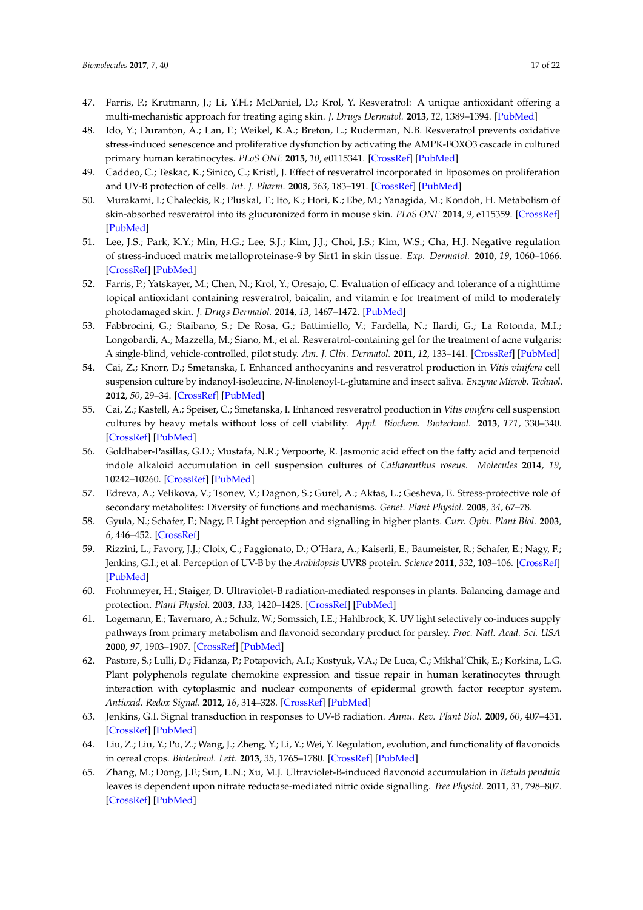47. Farris, P.; Krutmann, J.; Li, Y.H.; McDaniel, D.; Krol, Y. Resveratrol: A unique antioxidant offering a multi-mechanistic approach for treating aging skin. *J. Drugs Dermatol.* **2013**, *12*, 1389–1394. [PubMed]
48. Ido, Y.; Duranton, A.; Lan, F.; Weikel, K.A.; Breton, L.; Ruderman, N.B. Resveratrol prevents oxidative stress-induced senescence and proliferative dysfunction by activating the AMPK-FOXO3 cascade in cultured primary human keratinocytes. *PLoS ONE* **2015**, *10*, e0115341. [CrossRef] [PubMed]
49. Caddeo, C.; Teskac, K.; Sinico, C.; Kristl, J. Effect of resveratrol incorporated in liposomes on proliferation and UV-B protection of cells. *Int. J. Pharm.* **2008**, *363*, 183–191. [CrossRef] [PubMed]
50. Murakami, I.; Chaleckis, R.; Pluskal, T.; Ito, K.; Hori, K.; Ebe, M.; Yanagida, M.; Kondoh, H. Metabolism of skin-absorbed resveratrol into its glucuronized form in mouse skin. *PLoS ONE* **2014**, *9*, e115359. [CrossRef] [PubMed]
51. Lee, J.S.; Park, K.Y.; Min, H.G.; Lee, S.J.; Kim, J.J.; Choi, J.S.; Kim, W.S.; Cha, H.J. Negative regulation of stress-induced matrix metalloproteinase-9 by Sirt1 in skin tissue. *Exp. Dermatol.* **2010**, *19*, 1060–1066. [CrossRef] [PubMed]
52. Farris, P.; Yatskayer, M.; Chen, N.; Krol, Y.; Oresajo, C. Evaluation of efficacy and tolerance of a nighttime topical antioxidant containing resveratrol, baicalin, and vitamin e for treatment of mild to moderately photodamaged skin. *J. Drugs Dermatol.* **2014**, *13*, 1467–1472. [PubMed]
53. Fabbrocini, G.; Staibano, S.; De Rosa, G.; Battimiello, V.; Fardella, N.; Ilardi, G.; La Rotonda, M.I.; Longobardi, A.; Mazzella, M.; Siano, M.; et al. Resveratrol-containing gel for the treatment of acne vulgaris: A single-blind, vehicle-controlled, pilot study. *Am. J. Clin. Dermatol.* **2011**, *12*, 133–141. [CrossRef] [PubMed]
54. Cai, Z.; Knorr, D.; Smetanska, I. Enhanced anthocyanins and resveratrol production in *Vitis vinifera* cell suspension culture by indanoyl-isoleucine, *N*-linolenoyl-L-glutamine and insect saliva. *Enzyme Microb. Technol.* **2012**, *50*, 29–34. [CrossRef] [PubMed]
55. Cai, Z.; Kastell, A.; Speiser, C.; Smetanska, I. Enhanced resveratrol production in *Vitis vinifera* cell suspension cultures by heavy metals without loss of cell viability. *Appl. Biochem. Biotechnol.* **2013**, *171*, 330–340. [CrossRef] [PubMed]
56. Goldhaber-Pasillas, G.D.; Mustafa, N.R.; Verpoorte, R. Jasmonic acid effect on the fatty acid and terpenoid indole alkaloid accumulation in cell suspension cultures of *Catharanthus roseus*. *Molecules* **2014**, *19*, 10242–10260. [CrossRef] [PubMed]
57. Edreva, A.; Velikova, V.; Tsonev, V.; Dagnon, S.; Gurel, A.; Aktas, L.; Gesheva, E. Stress-protective role of secondary metabolites: Diversity of functions and mechanisms. *Genet. Plant Physiol.* **2008**, *34*, 67–78.
58. Gyula, N.; Schafer, F.; Nagy, F. Light perception and signalling in higher plants. *Curr. Opin. Plant Biol.* **2003**, *6*, 446–452. [CrossRef]
59. Rizzini, L.; Favory, J.J.; Cloix, C.; Faggionato, D.; O'Hara, A.; Kaiserli, E.; Baumeister, R.; Schafer, E.; Nagy, F.; Jenkins, G.I.; et al. Perception of UV-B by the *Arabidopsis* UVR8 protein. *Science* **2011**, *332*, 103–106. [CrossRef] [PubMed]
60. Frohnmeyer, H.; Staiger, D. Ultraviolet-B radiation-mediated responses in plants. Balancing damage and protection. *Plant Physiol.* **2003**, *133*, 1420–1428. [CrossRef] [PubMed]
61. Logemann, E.; Tavernaro, A.; Schulz, W.; Somssich, I.E.; Hahlbrock, K. UV light selectively co-induces supply pathways from primary metabolism and flavonoid secondary product for parsley. *Proc. Natl. Acad. Sci. USA* **2000**, *97*, 1903–1907. [CrossRef] [PubMed]
62. Pastore, S.; Lulli, D.; Fidanza, P.; Potapovich, A.I.; Kostyuk, V.A.; De Luca, C.; Mikhal'Chik, E.; Korkina, L.G. Plant polyphenols regulate chemokine expression and tissue repair in human keratinocytes through interaction with cytoplasmic and nuclear components of epidermal growth factor receptor system. *Antioxid. Redox Signal.* **2012**, *16*, 314–328. [CrossRef] [PubMed]
63. Jenkins, G.I. Signal transduction in responses to UV-B radiation. *Annu. Rev. Plant Biol.* **2009**, *60*, 407–431. [CrossRef] [PubMed]
64. Liu, Z.; Liu, Y.; Pu, Z.; Wang, J.; Zheng, Y.; Li, Y.; Wei, Y. Regulation, evolution, and functionality of flavonoids in cereal crops. *Biotechnol. Lett.* **2013**, *35*, 1765–1780. [CrossRef] [PubMed]
65. Zhang, M.; Dong, J.F.; Sun, L.N.; Xu, M.J. Ultraviolet-B-induced flavonoid accumulation in *Betula pendula* leaves is dependent upon nitrate reductase-mediated nitric oxide signalling. *Tree Physiol.* **2011**, *31*, 798–807. [CrossRef] [PubMed]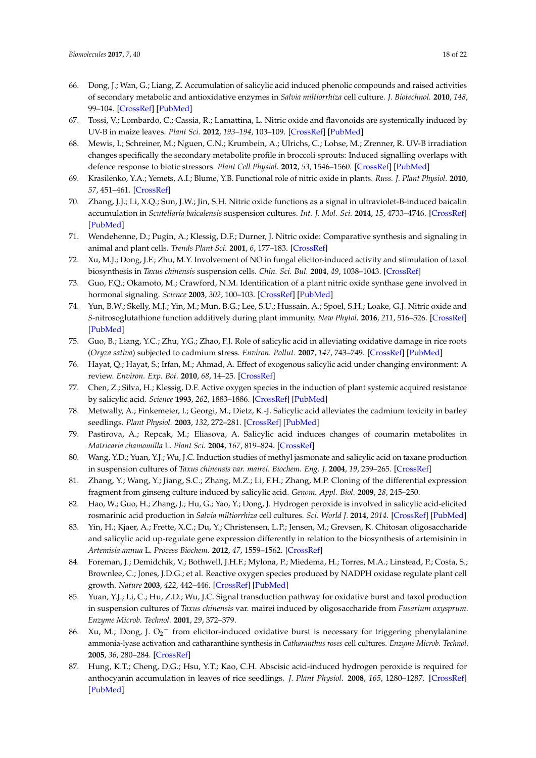66. Dong, J.; Wan, G.; Liang, Z. Accumulation of salicylic acid induced phenolic compounds and raised activities of secondary metabolic and antioxidative enzymes in *Salvia miltiorrhiza* cell culture. *J. Biotechnol.* **2010**, *148*, 99–104. [CrossRef] [PubMed]
67. Tossi, V.; Lombardo, C.; Cassia, R.; Lamattina, L. Nitric oxide and flavonoids are systemically induced by UV-B in maize leaves. *Plant Sci.* **2012**, *193–194*, 103–109. [CrossRef] [PubMed]
68. Mewis, I.; Schreiner, M.; Nguen, C.N.; Krumbein, A.; Ulrichs, C.; Lohse, M.; Zrenner, R. UV-B irradiation changes specifically the secondary metabolite profile in broccoli sprouts: Induced signalling overlaps with defence response to biotic stressors. *Plant Cell Physiol.* **2012**, *53*, 1546–1560. [CrossRef] [PubMed]
69. Krasilenko, Y.A.; Yemets, A.I.; Blume, Y.B. Functional role of nitric oxide in plants. *Russ. J. Plant Physiol.* **2010**, *57*, 451–461. [CrossRef]
70. Zhang, J.J.; Li, X.Q.; Sun, J.W.; Jin, S.H. Nitric oxide functions as a signal in ultraviolet-B-induced baicalin accumulation in *Scutellaria baicalensis* suspension cultures. *Int. J. Mol. Sci.* **2014**, *15*, 4733–4746. [CrossRef] [PubMed]
71. Wendehenne, D.; Pugin, A.; Klessig, D.F.; Durner, J. Nitric oxide: Comparative synthesis and signaling in animal and plant cells. *Trends Plant Sci.* **2001**, *6*, 177–183. [CrossRef]
72. Xu, M.J.; Dong, J.F.; Zhu, M.Y. Involvement of NO in fungal elicitor-induced activity and stimulation of taxol biosynthesis in *Taxus chinensis* suspension cells. *Chin. Sci. Bul.* **2004**, *49*, 1038–1043. [CrossRef]
73. Guo, F.Q.; Okamoto, M.; Crawford, N.M. Identification of a plant nitric oxide synthase gene involved in hormonal signaling. *Science* **2003**, *302*, 100–103. [CrossRef] [PubMed]
74. Yun, B.W.; Skelly, M.J.; Yin, M.; Mun, B.G.; Lee, S.U.; Hussain, A.; Spoel, S.H.; Loake, G.J. Nitric oxide and *S*-nitrosoglutathione function additively during plant immunity. *New Phytol.* **2016**, *211*, 516–526. [CrossRef] [PubMed]
75. Guo, B.; Liang, Y.C.; Zhu, Y.G.; Zhao, F.J. Role of salicylic acid in alleviating oxidative damage in rice roots (*Oryza sativa*) subjected to cadmium stress. *Environ. Pollut.* **2007**, *147*, 743–749. [CrossRef] [PubMed]
76. Hayat, Q.; Hayat, S.; Irfan, M.; Ahmad, A. Effect of exogenous salicylic acid under changing environment: A review. *Environ. Exp. Bot.* **2010**, *68*, 14–25. [CrossRef]
77. Chen, Z.; Silva, H.; Klessig, D.F. Active oxygen species in the induction of plant systemic acquired resistance by salicylic acid. *Science* **1993**, *262*, 1883–1886. [CrossRef] [PubMed]
78. Metwally, A.; Finkemeier, I.; Georgi, M.; Dietz, K.-J. Salicylic acid alleviates the cadmium toxicity in barley seedlings. *Plant Physiol.* **2003**, *132*, 272–281. [CrossRef] [PubMed]
79. Pastirova, A.; Repcak, M.; Eliasova, A. Salicylic acid induces changes of coumarin metabolites in *Matricaria chamomilla* L. *Plant Sci.* **2004**, *167*, 819–824. [CrossRef]
80. Wang, Y.D.; Yuan, Y.J.; Wu, J.C. Induction studies of methyl jasmonate and salicylic acid on taxane production in suspension cultures of *Taxus chinensis var. mairei*. *Biochem. Eng. J.* **2004**, *19*, 259–265. [CrossRef]
81. Zhang, Y.; Wang, Y.; Jiang, S.C.; Zhang, M.Z.; Li, F.H.; Zhang, M.P. Cloning of the differential expression fragment from ginseng culture induced by salicylic acid. *Genom. Appl. Biol.* **2009**, *28*, 245–250.
82. Hao, W.; Guo, H.; Zhang, J.; Hu, G.; Yao, Y.; Dong, J. Hydrogen peroxide is involved in salicylic acid-elicited rosmarinic acid production in *Salvia miltiorrhiza* cell cultures. *Sci. World J.* **2014**, *2014*. [CrossRef] [PubMed]
83. Yin, H.; Kjaer, A.; Frette, X.C.; Du, Y.; Christensen, L.P.; Jensen, M.; Grevsen, K. Chitosan oligosaccharide and salicylic acid up-regulate gene expression differently in relation to the biosynthesis of artemisinin in *Artemisia annua* L. *Process Biochem.* **2012**, *47*, 1559–1562. [CrossRef]
84. Foreman, J.; Demidchik, V.; Bothwell, J.H.F.; Mylona, P.; Miedema, H.; Torres, M.A.; Linstead, P.; Costa, S.; Brownlee, C.; Jones, J.D.G.; et al. Reactive oxygen species produced by NADPH oxidase regulate plant cell growth. *Nature* **2003**, *422*, 442–446. [CrossRef] [PubMed]
85. Yuan, Y.J.; Li, C.; Hu, Z.D.; Wu, J.C. Signal transduction pathway for oxidative burst and taxol production in suspension cultures of *Taxus chinensis* var. mairei induced by oligosaccharide from *Fusarium oxysprum*. *Enzyme Microb. Technol.* **2001**, *29*, 372–379.
86. Xu, M.; Dong, J. $O_2^-$ from elicitor-induced oxidative burst is necessary for triggering phenylalanine ammonia-lyase activation and catharanthine synthesis in *Catharanthus roses* cell cultures. *Enzyme Microb. Technol.* **2005**, *36*, 280–284. [CrossRef]
87. Hung, K.T.; Cheng, D.G.; Hsu, Y.T.; Kao, C.H. Abscisic acid-induced hydrogen peroxide is required for anthocyanin accumulation in leaves of rice seedlings. *J. Plant Physiol.* **2008**, *165*, 1280–1287. [CrossRef] [PubMed]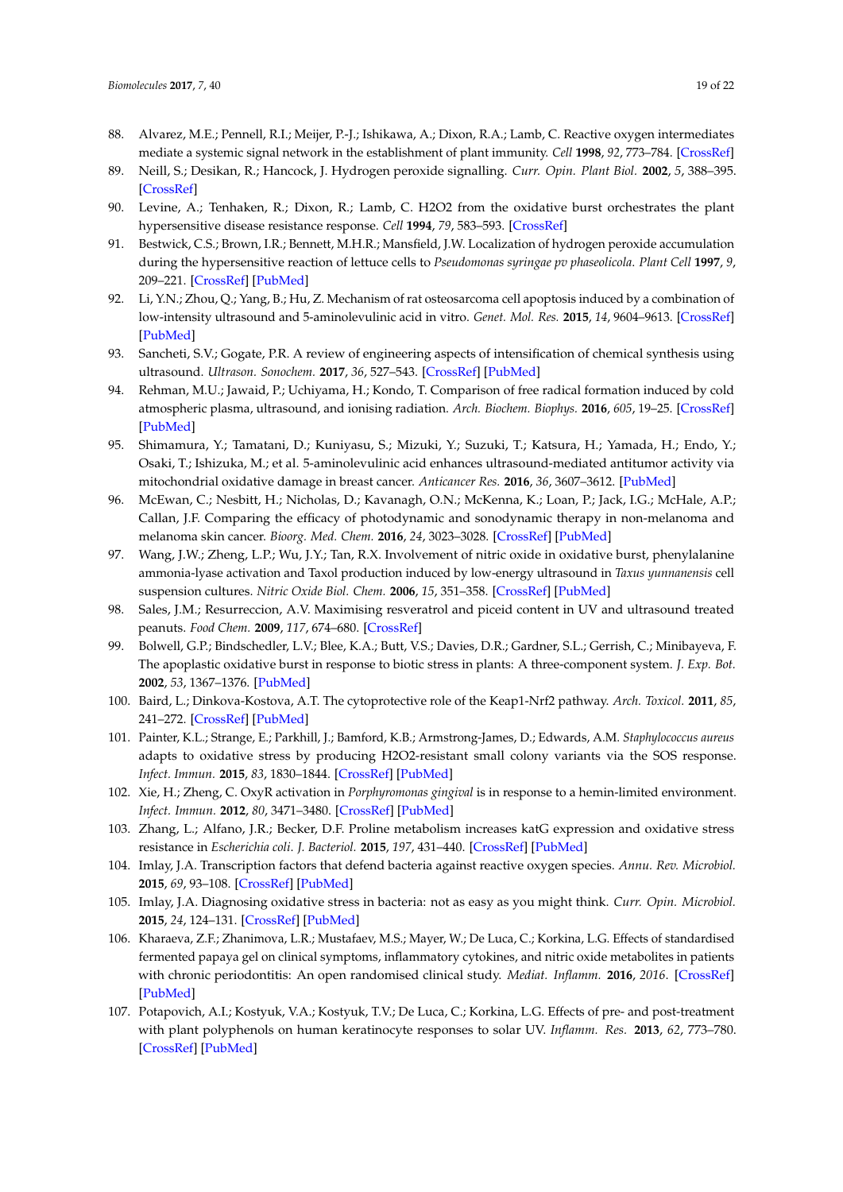88. Alvarez, M.E.; Pennell, R.I.; Meijer, P.-J.; Ishikawa, A.; Dixon, R.A.; Lamb, C. Reactive oxygen intermediates mediate a systemic signal network in the establishment of plant immunity. *Cell* **1998**, *92*, 773–784. [CrossRef]
89. Neill, S.; Desikan, R.; Hancock, J. Hydrogen peroxide signalling. *Curr. Opin. Plant Biol.* **2002**, *5*, 388–395. [CrossRef]
90. Levine, A.; Tenhaken, R.; Dixon, R.; Lamb, C. H2O2 from the oxidative burst orchestrates the plant hypersensitive disease resistance response. *Cell* **1994**, *79*, 583–593. [CrossRef]
91. Bestwick, C.S.; Brown, I.R.; Bennett, M.H.R.; Mansfield, J.W. Localization of hydrogen peroxide accumulation during the hypersensitive reaction of lettuce cells to *Pseudomonas syringae pv phaseolicola*. *Plant Cell* **1997**, *9*, 209–221. [CrossRef] [PubMed]
92. Li, Y.N.; Zhou, Q.; Yang, B.; Hu, Z. Mechanism of rat osteosarcoma cell apoptosis induced by a combination of low-intensity ultrasound and 5-aminolevulinic acid in vitro. *Genet. Mol. Res.* **2015**, *14*, 9604–9613. [CrossRef] [PubMed]
93. Sancheti, S.V.; Gogate, P.R. A review of engineering aspects of intensification of chemical synthesis using ultrasound. *Ultrason. Sonochem.* **2017**, *36*, 527–543. [CrossRef] [PubMed]
94. Rehman, M.U.; Jawaid, P.; Uchiyama, H.; Kondo, T. Comparison of free radical formation induced by cold atmospheric plasma, ultrasound, and ionising radiation. *Arch. Biochem. Biophys.* **2016**, *605*, 19–25. [CrossRef] [PubMed]
95. Shimamura, Y.; Tamatani, D.; Kuniyasu, S.; Mizuki, Y.; Suzuki, T.; Katsura, H.; Yamada, H.; Endo, Y.; Osaki, T.; Ishizuka, M.; et al. 5-aminolevulinic acid enhances ultrasound-mediated antitumor activity via mitochondrial oxidative damage in breast cancer. *Anticancer Res.* **2016**, *36*, 3607–3612. [PubMed]
96. McEwan, C.; Nesbitt, H.; Nicholas, D.; Kavanagh, O.N.; McKenna, K.; Loan, P.; Jack, I.G.; McHale, A.P.; Callan, J.F. Comparing the efficacy of photodynamic and sonodynamic therapy in non-melanoma and melanoma skin cancer. *Bioorg. Med. Chem.* **2016**, *24*, 3023–3028. [CrossRef] [PubMed]
97. Wang, J.W.; Zheng, L.P.; Wu, J.Y.; Tan, R.X. Involvement of nitric oxide in oxidative burst, phenylalanine ammonia-lyase activation and Taxol production induced by low-energy ultrasound in *Taxus yunnanensis* cell suspension cultures. *Nitric Oxide Biol. Chem.* **2006**, *15*, 351–358. [CrossRef] [PubMed]
98. Sales, J.M.; Resurreccion, A.V. Maximising resveratrol and piceid content in UV and ultrasound treated peanuts. *Food Chem.* **2009**, *117*, 674–680. [CrossRef]
99. Bolwell, G.P.; Bindschedler, L.V.; Blee, K.A.; Butt, V.S.; Davies, D.R.; Gardner, S.L.; Gerrish, C.; Minibayeva, F. The apoplastic oxidative burst in response to biotic stress in plants: A three-component system. *J. Exp. Bot.* **2002**, *53*, 1367–1376. [PubMed]
100. Baird, L.; Dinkova-Kostova, A.T. The cytoprotective role of the Keap1-Nrf2 pathway. *Arch. Toxicol.* **2011**, *85*, 241–272. [CrossRef] [PubMed]
101. Painter, K.L.; Strange, E.; Parkhill, J.; Bamford, K.B.; Armstrong-James, D.; Edwards, A.M. *Staphylococcus aureus* adapts to oxidative stress by producing H2O2-resistant small colony variants via the SOS response. *Infect. Immun.* **2015**, *83*, 1830–1844. [CrossRef] [PubMed]
102. Xie, H.; Zheng, C. OxyR activation in *Porphyromonas gingival* is in response to a hemin-limited environment. *Infect. Immun.* **2012**, *80*, 3471–3480. [CrossRef] [PubMed]
103. Zhang, L.; Alfano, J.R.; Becker, D.F. Proline metabolism increases katG expression and oxidative stress resistance in *Escherichia coli*. *J. Bacteriol.* **2015**, *197*, 431–440. [CrossRef] [PubMed]
104. Imlay, J.A. Transcription factors that defend bacteria against reactive oxygen species. *Annu. Rev. Microbiol.* **2015**, *69*, 93–108. [CrossRef] [PubMed]
105. Imlay, J.A. Diagnosing oxidative stress in bacteria: not as easy as you might think. *Curr. Opin. Microbiol.* **2015**, *24*, 124–131. [CrossRef] [PubMed]
106. Kharaeva, Z.F.; Zhanimova, L.R.; Mustafaev, M.S.; Mayer, W.; De Luca, C.; Korkina, L.G. Effects of standardised fermented papaya gel on clinical symptoms, inflammatory cytokines, and nitric oxide metabolites in patients with chronic periodontitis: An open randomised clinical study. *Mediat. Inflamm.* **2016**, *2016*. [CrossRef] [PubMed]
107. Potapovich, A.I.; Kostyuk, V.A.; Kostyuk, T.V.; De Luca, C.; Korkina, L.G. Effects of pre- and post-treatment with plant polyphenols on human keratinocyte responses to solar UV. *Inflamm. Res.* **2013**, *62*, 773–780. [CrossRef] [PubMed]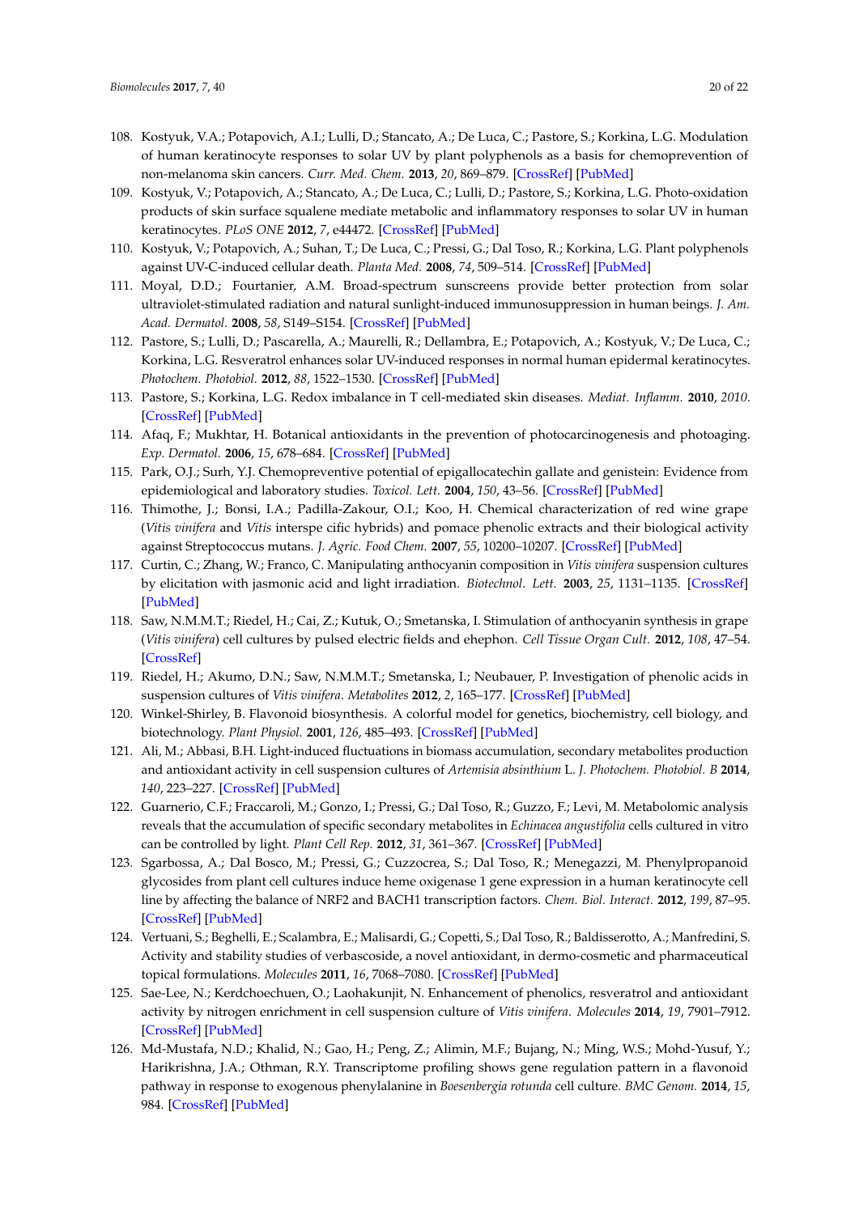108. Kostyuk, V.A.; Potapovich, A.I.; Lulli, D.; Stancato, A.; De Luca, C.; Pastore, S.; Korkina, L.G. Modulation of human keratinocyte responses to solar UV by plant polyphenols as a basis for chemoprevention of non-melanoma skin cancers. *Curr. Med. Chem.* **2013**, *20*, 869–879. [CrossRef] [PubMed]
109. Kostyuk, V.; Potapovich, A.; Stancato, A.; De Luca, C.; Lulli, D.; Pastore, S.; Korkina, L.G. Photo-oxidation products of skin surface squalene mediate metabolic and inflammatory responses to solar UV in human keratinocytes. *PLoS ONE* **2012**, *7*, e44472. [CrossRef] [PubMed]
110. Kostyuk, V.; Potapovich, A.; Suhan, T.; De Luca, C.; Pressi, G.; Dal Toso, R.; Korkina, L.G. Plant polyphenols against UV-C-induced cellular death. *Planta Med.* **2008**, *74*, 509–514. [CrossRef] [PubMed]
111. Moyal, D.D.; Fourtanier, A.M. Broad-spectrum sunscreens provide better protection from solar ultraviolet-stimulated radiation and natural sunlight-induced immunosuppression in human beings. *J. Am. Acad. Dermatol.* **2008**, *58*, S149–S154. [CrossRef] [PubMed]
112. Pastore, S.; Lulli, D.; Pascarella, A.; Maurelli, R.; Dellambra, E.; Potapovich, A.; Kostyuk, V.; De Luca, C.; Korkina, L.G. Resveratrol enhances solar UV-induced responses in normal human epidermal keratinocytes. *Photochem. Photobiol.* **2012**, *88*, 1522–1530. [CrossRef] [PubMed]
113. Pastore, S.; Korkina, L.G. Redox imbalance in T cell-mediated skin diseases. *Mediat. Inflamm.* **2010**, *2010*. [CrossRef] [PubMed]
114. Afaq, F.; Mukhtar, H. Botanical antioxidants in the prevention of photocarcinogenesis and photoaging. *Exp. Dermatol.* **2006**, *15*, 678–684. [CrossRef] [PubMed]
115. Park, O.J.; Surh, Y.J. Chemopreventive potential of epigallocatechin gallate and genistein: Evidence from epidemiological and laboratory studies. *Toxicol. Lett.* **2004**, *150*, 43–56. [CrossRef] [PubMed]
116. Thimothe, J.; Bonsi, I.A.; Padilla-Zakour, O.I.; Koo, H. Chemical characterization of red wine grape (*Vitis vinifera* and *Vitis* interspe cific hybrids) and pomace phenolic extracts and their biological activity against Streptococcus mutans. *J. Agric. Food Chem.* **2007**, *55*, 10200–10207. [CrossRef] [PubMed]
117. Curtin, C.; Zhang, W.; Franco, C. Manipulating anthocyanin composition in *Vitis vinifera* suspension cultures by elicitation with jasmonic acid and light irradiation. *Biotechnol. Lett.* **2003**, *25*, 1131–1135. [CrossRef] [PubMed]
118. Saw, N.M.M.T.; Riedel, H.; Cai, Z.; Kutuk, O.; Smetanska, I. Stimulation of anthocyanin synthesis in grape (*Vitis vinifera*) cell cultures by pulsed electric fields and ehephon. *Cell Tissue Organ Cult.* **2012**, *108*, 47–54. [CrossRef]
119. Riedel, H.; Akumo, D.N.; Saw, N.M.M.T.; Smetanska, I.; Neubauer, P. Investigation of phenolic acids in suspension cultures of *Vitis vinifera*. *Metabolites* **2012**, *2*, 165–177. [CrossRef] [PubMed]
120. Winkel-Shirley, B. Flavonoid biosynthesis. A colorful model for genetics, biochemistry, cell biology, and biotechnology. *Plant Physiol.* **2001**, *126*, 485–493. [CrossRef] [PubMed]
121. Ali, M.; Abbasi, B.H. Light-induced fluctuations in biomass accumulation, secondary metabolites production and antioxidant activity in cell suspension cultures of *Artemisia absinthium* L. *J. Photochem. Photobiol. B* **2014**, *140*, 223–227. [CrossRef] [PubMed]
122. Guarnerio, C.F.; Fraccaroli, M.; Gonzo, I.; Pressi, G.; Dal Toso, R.; Guzzo, F.; Levi, M. Metabolomic analysis reveals that the accumulation of specific secondary metabolites in *Echinacea angustifolia* cells cultured in vitro can be controlled by light. *Plant Cell Rep.* **2012**, *31*, 361–367. [CrossRef] [PubMed]
123. Sgarbossa, A.; Dal Bosco, M.; Pressi, G.; Cuzzocrea, S.; Dal Toso, R.; Menegazzi, M. Phenylpropanoid glycosides from plant cell cultures induce heme oxigenase 1 gene expression in a human keratinocyte cell line by affecting the balance of NRF2 and BACH1 transcription factors. *Chem. Biol. Interact.* **2012**, *199*, 87–95. [CrossRef] [PubMed]
124. Vertuani, S.; Beghelli, E.; Scalambra, E.; Malisardi, G.; Copetti, S.; Dal Toso, R.; Baldisserotto, A.; Manfredini, S. Activity and stability studies of verbascoside, a novel antioxidant, in dermo-cosmetic and pharmaceutical topical formulations. *Molecules* **2011**, *16*, 7068–7080. [CrossRef] [PubMed]
125. Sae-Lee, N.; Kerdchoechuen, O.; Laohakunjit, N. Enhancement of phenolics, resveratrol and antioxidant activity by nitrogen enrichment in cell suspension culture of *Vitis vinifera*. *Molecules* **2014**, *19*, 7901–7912. [CrossRef] [PubMed]
126. Md-Mustafa, N.D.; Khalid, N.; Gao, H.; Peng, Z.; Alimin, M.F.; Bujang, N.; Ming, W.S.; Mohd-Yusuf, Y.; Harikrishna, J.A.; Othman, R.Y. Transcriptome profiling shows gene regulation pattern in a flavonoid pathway in response to exogenous phenylalanine in *Boesenbergia rotunda* cell culture. *BMC Genom.* **2014**, *15*, 984. [CrossRef] [PubMed]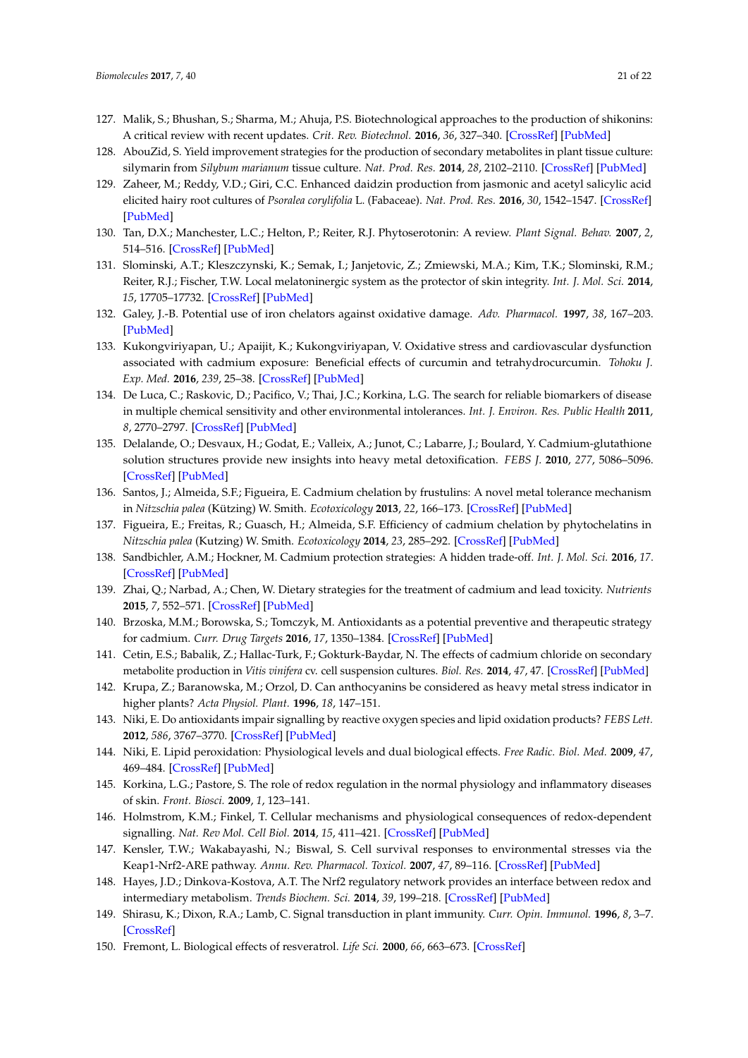127. Malik, S.; Bhushan, S.; Sharma, M.; Ahuja, P.S. Biotechnological approaches to the production of shikonins: A critical review with recent updates. *Crit. Rev. Biotechnol.* **2016**, *36*, 327–340. [CrossRef] [PubMed]
128. AbouZid, S. Yield improvement strategies for the production of secondary metabolites in plant tissue culture: silymarin from *Silybum marianum* tissue culture. *Nat. Prod. Res.* **2014**, *28*, 2102–2110. [CrossRef] [PubMed]
129. Zaheer, M.; Reddy, V.D.; Giri, C.C. Enhanced daidzin production from jasmonic and acetyl salicylic acid elicited hairy root cultures of *Psoralea corylifolia* L. (Fabaceae). *Nat. Prod. Res.* **2016**, *30*, 1542–1547. [CrossRef] [PubMed]
130. Tan, D.X.; Manchester, L.C.; Helton, P.; Reiter, R.J. Phytoserotonin: A review. *Plant Signal. Behav.* **2007**, *2*, 514–516. [CrossRef] [PubMed]
131. Slominski, A.T.; Kleszczynski, K.; Semak, I.; Janjetovic, Z.; Zmiewski, M.A.; Kim, T.K.; Slominski, R.M.; Reiter, R.J.; Fischer, T.W. Local melatoninergic system as the protector of skin integrity. *Int. J. Mol. Sci.* **2014**, *15*, 17705–17732. [CrossRef] [PubMed]
132. Galey, J.-B. Potential use of iron chelators against oxidative damage. *Adv. Pharmacol.* **1997**, *38*, 167–203. [PubMed]
133. Kukongviriyapan, U.; Apaijit, K.; Kukongviriyapan, V. Oxidative stress and cardiovascular dysfunction associated with cadmium exposure: Beneficial effects of curcumin and tetrahydrocurcumin. *Tohoku J. Exp. Med.* **2016**, *239*, 25–38. [CrossRef] [PubMed]
134. De Luca, C.; Raskovic, D.; Pacifico, V.; Thai, J.C.; Korkina, L.G. The search for reliable biomarkers of disease in multiple chemical sensitivity and other environmental intolerances. *Int. J. Environ. Res. Public Health* **2011**, *8*, 2770–2797. [CrossRef] [PubMed]
135. Delalande, O.; Desvaux, H.; Godat, E.; Valleix, A.; Junot, C.; Labarre, J.; Boulard, Y. Cadmium-glutathione solution structures provide new insights into heavy metal detoxification. *FEBS J.* **2010**, *277*, 5086–5096. [CrossRef] [PubMed]
136. Santos, J.; Almeida, S.F.; Figueira, E. Cadmium chelation by frustulins: A novel metal tolerance mechanism in *Nitzschia palea* (Kützing) W. Smith. *Ecotoxicology* **2013**, *22*, 166–173. [CrossRef] [PubMed]
137. Figueira, E.; Freitas, R.; Guasch, H.; Almeida, S.F. Efficiency of cadmium chelation by phytochelatins in *Nitzschia palea* (Kutzing) W. Smith. *Ecotoxicology* **2014**, *23*, 285–292. [CrossRef] [PubMed]
138. Sandbichler, A.M.; Hockner, M. Cadmium protection strategies: A hidden trade-off. *Int. J. Mol. Sci.* **2016**, *17*. [CrossRef] [PubMed]
139. Zhai, Q.; Narbad, A.; Chen, W. Dietary strategies for the treatment of cadmium and lead toxicity. *Nutrients* **2015**, *7*, 552–571. [CrossRef] [PubMed]
140. Brzoska, M.M.; Borowska, S.; Tomczyk, M. Antioxidants as a potential preventive and therapeutic strategy for cadmium. *Curr. Drug Targets* **2016**, *17*, 1350–1384. [CrossRef] [PubMed]
141. Cetin, E.S.; Babalik, Z.; Hallac-Turk, F.; Gokturk-Baydar, N. The effects of cadmium chloride on secondary metabolite production in *Vitis vinifera* cv. cell suspension cultures. *Biol. Res.* **2014**, *47*, 47. [CrossRef] [PubMed]
142. Krupa, Z.; Baranowska, M.; Orzol, D. Can anthocyanins be considered as heavy metal stress indicator in higher plants? *Acta Physiol. Plant.* **1996**, *18*, 147–151.
143. Niki, E. Do antioxidants impair signalling by reactive oxygen species and lipid oxidation products? *FEBS Lett.* **2012**, *586*, 3767–3770. [CrossRef] [PubMed]
144. Niki, E. Lipid peroxidation: Physiological levels and dual biological effects. *Free Radic. Biol. Med.* **2009**, *47*, 469–484. [CrossRef] [PubMed]
145. Korkina, L.G.; Pastore, S. The role of redox regulation in the normal physiology and inflammatory diseases of skin. *Front. Biosci.* **2009**, *1*, 123–141.
146. Holmstrom, K.M.; Finkel, T. Cellular mechanisms and physiological consequences of redox-dependent signalling. *Nat. Rev Mol. Cell Biol.* **2014**, *15*, 411–421. [CrossRef] [PubMed]
147. Kensler, T.W.; Wakabayashi, N.; Biswal, S. Cell survival responses to environmental stresses via the Keap1-Nrf2-ARE pathway. *Annu. Rev. Pharmacol. Toxicol.* **2007**, *47*, 89–116. [CrossRef] [PubMed]
148. Hayes, J.D.; Dinkova-Kostova, A.T. The Nrf2 regulatory network provides an interface between redox and intermediary metabolism. *Trends Biochem. Sci.* **2014**, *39*, 199–218. [CrossRef] [PubMed]
149. Shirasu, K.; Dixon, R.A.; Lamb, C. Signal transduction in plant immunity. *Curr. Opin. Immunol.* **1996**, *8*, 3–7. [CrossRef]
150. Fremont, L. Biological effects of resveratrol. *Life Sci.* **2000**, *66*, 663–673. [CrossRef]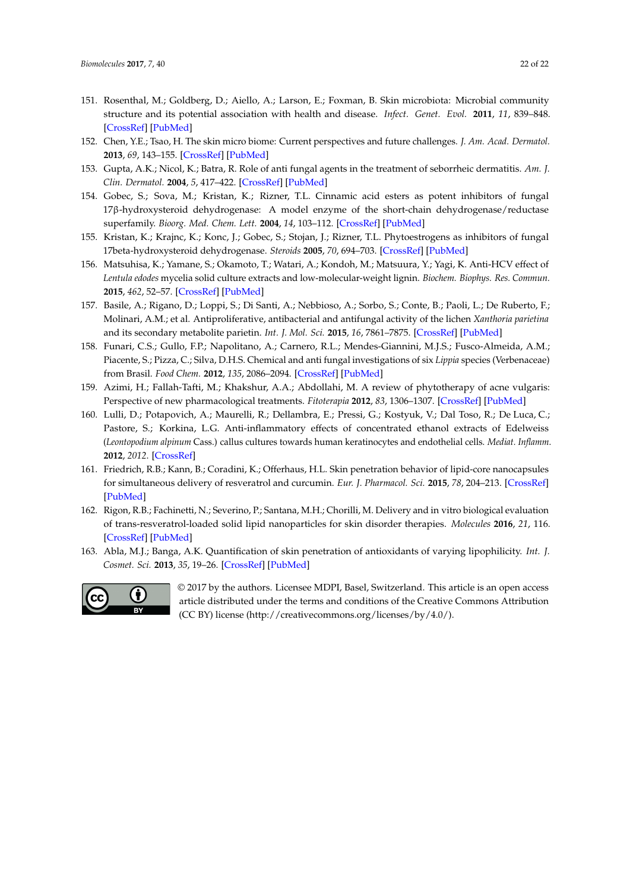151. Rosenthal, M.; Goldberg, D.; Aiello, A.; Larson, E.; Foxman, B. Skin microbiota: Microbial community structure and its potential association with health and disease. *Infect. Genet. Evol.* **2011**, *11*, 839–848. [CrossRef] [PubMed]
152. Chen, Y.E.; Tsao, H. The skin micro biome: Current perspectives and future challenges. *J. Am. Acad. Dermatol.* **2013**, *69*, 143–155. [CrossRef] [PubMed]
153. Gupta, A.K.; Nicol, K.; Batra, R. Role of anti fungal agents in the treatment of seborrheic dermatitis. *Am. J. Clin. Dermatol.* **2004**, *5*, 417–422. [CrossRef] [PubMed]
154. Gobec, S.; Sova, M.; Kristan, K.; Rizner, T.L. Cinnamic acid esters as potent inhibitors of fungal 17β-hydroxysteroid dehydrogenase: A model enzyme of the short-chain dehydrogenase/reductase superfamily. *Bioorg. Med. Chem. Lett.* **2004**, *14*, 103–112. [CrossRef] [PubMed]
155. Kristan, K.; Krajnc, K.; Konc, J.; Gobec, S.; Stojan, J.; Rizner, T.L. Phytoestrogens as inhibitors of fungal 17beta-hydroxysteroid dehydrogenase. *Steroids* **2005**, *70*, 694–703. [CrossRef] [PubMed]
156. Matsuhisa, K.; Yamane, S.; Okamoto, T.; Watari, A.; Kondoh, M.; Matsuura, Y.; Yagi, K. Anti-HCV effect of *Lentula edodes* mycelia solid culture extracts and low-molecular-weight lignin. *Biochem. Biophys. Res. Commun.* **2015**, *462*, 52–57. [CrossRef] [PubMed]
157. Basile, A.; Rigano, D.; Loppi, S.; Di Santi, A.; Nebbioso, A.; Sorbo, S.; Conte, B.; Paoli, L.; De Ruberto, F.; Molinari, A.M.; et al. Antiproliferative, antibacterial and antifungal activity of the lichen *Xanthoria parietina* and its secondary metabolite parietin. *Int. J. Mol. Sci.* **2015**, *16*, 7861–7875. [CrossRef] [PubMed]
158. Funari, C.S.; Gullo, F.P.; Napolitano, A.; Carnero, R.L.; Mendes-Giannini, M.J.S.; Fusco-Almeida, A.M.; Piacente, S.; Pizza, C.; Silva, D.H.S. Chemical and anti fungal investigations of six *Lippia* species (Verbenaceae) from Brasil. *Food Chem.* **2012**, *135*, 2086–2094. [CrossRef] [PubMed]
159. Azimi, H.; Fallah-Tafti, M.; Khakshur, A.A.; Abdollahi, M. A review of phytotherapy of acne vulgaris: Perspective of new pharmacological treatments. *Fitoterapia* **2012**, *83*, 1306–1307. [CrossRef] [PubMed]
160. Lulli, D.; Potapovich, A.; Maurelli, R.; Dellambra, E.; Pressi, G.; Kostyuk, V.; Dal Toso, R.; De Luca, C.; Pastore, S.; Korkina, L.G. Anti-inflammatory effects of concentrated ethanol extracts of Edelweiss (*Leontopodium alpinum* Cass.) callus cultures towards human keratinocytes and endothelial cells. *Mediat. Inflamm.* **2012**, *2012*. [CrossRef]
161. Friedrich, R.B.; Kann, B.; Coradini, K.; Offerhaus, H.L. Skin penetration behavior of lipid-core nanocapsules for simultaneous delivery of resveratrol and curcumin. *Eur. J. Pharmacol. Sci.* **2015**, *78*, 204–213. [CrossRef] [PubMed]
162. Rigon, R.B.; Fachinetti, N.; Severino, P.; Santana, M.H.; Chorilli, M. Delivery and in vitro biological evaluation of trans-resveratrol-loaded solid lipid nanoparticles for skin disorder therapies. *Molecules* **2016**, *21*, 116. [CrossRef] [PubMed]
163. Abla, M.J.; Banga, A.K. Quantification of skin penetration of antioxidants of varying lipophilicity. *Int. J. Cosmet. Sci.* **2013**, *35*, 19–26. [CrossRef] [PubMed]

© 2017 by the authors. Licensee MDPI, Basel, Switzerland. This article is an open access article distributed under the terms and conditions of the Creative Commons Attribution (CC BY) license (http://creativecommons.org/licenses/by/4.0/).